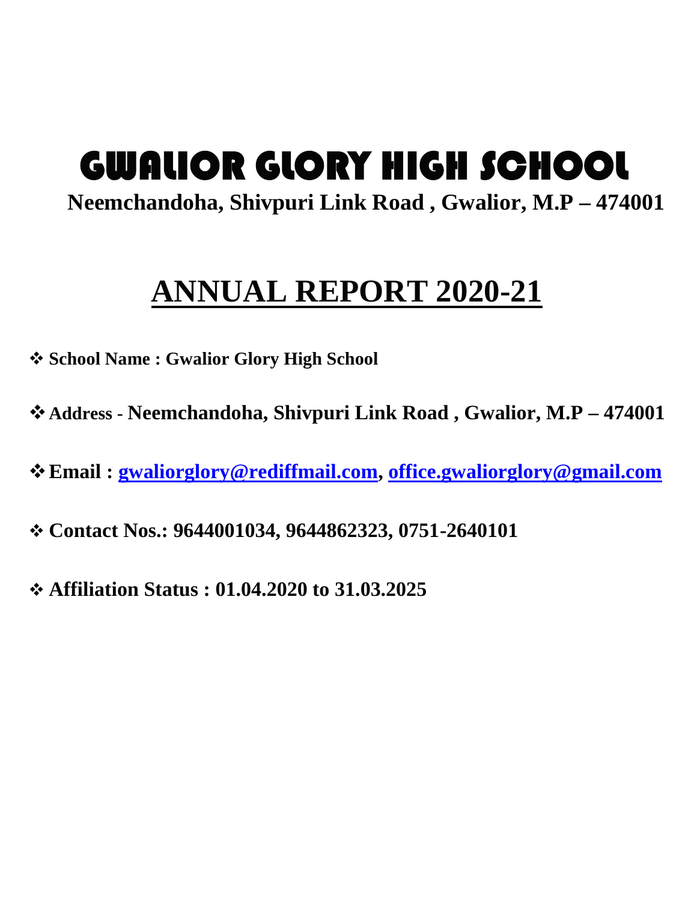# GWALIOR GLORY HIGH SCHOOL

**Neemchandoha, Shivpuri Link Road , Gwalior, M.P – 474001**

## ANNUAL REPORT 2020-21

- **School Name : Gwalior Glory High School**
- **Address - Neemchandoha, Shivpuri Link Road , Gwalior, M.P – 474001**
- **Email : gwaliorglory@rediffmail.com, office.gwaliorglory@gmail.com**
- **Contact Nos.: 9644001034, 9644862323, 0751-2640101**
- **Affiliation Status : 01.04.2020 to 31.03.2025**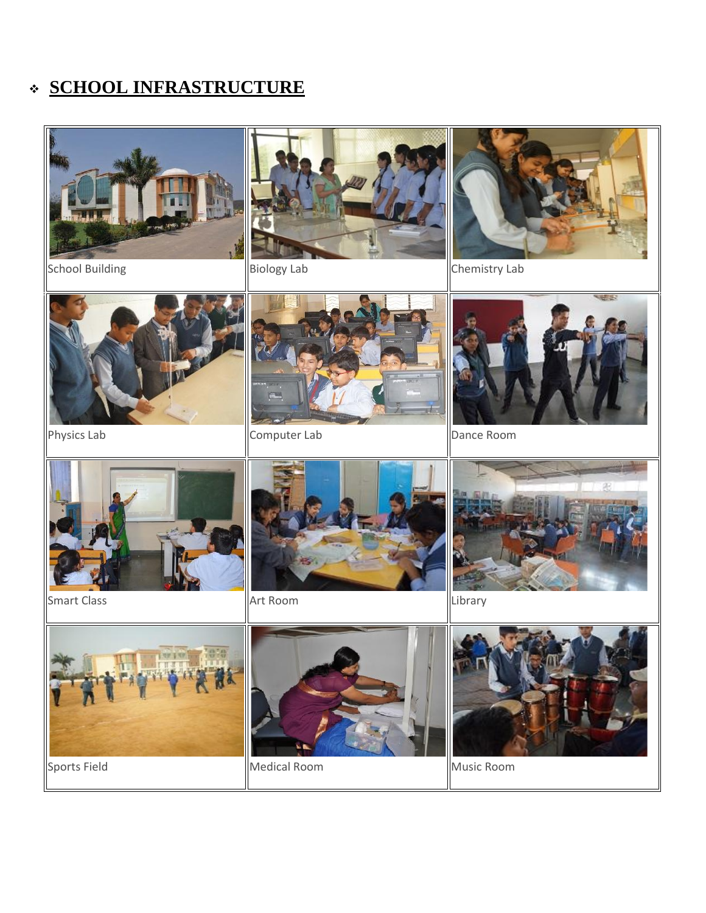## SCHOOL INFRASTRUCTURE

| | | |
|---|---|---|
| School Building | Biology Lab | Chemistry Lab |
| Physics Lab | Computer Lab | Dance Room |
| Smart Class | Art Room | Library |
| Sports Field | Medical Room | Music Room |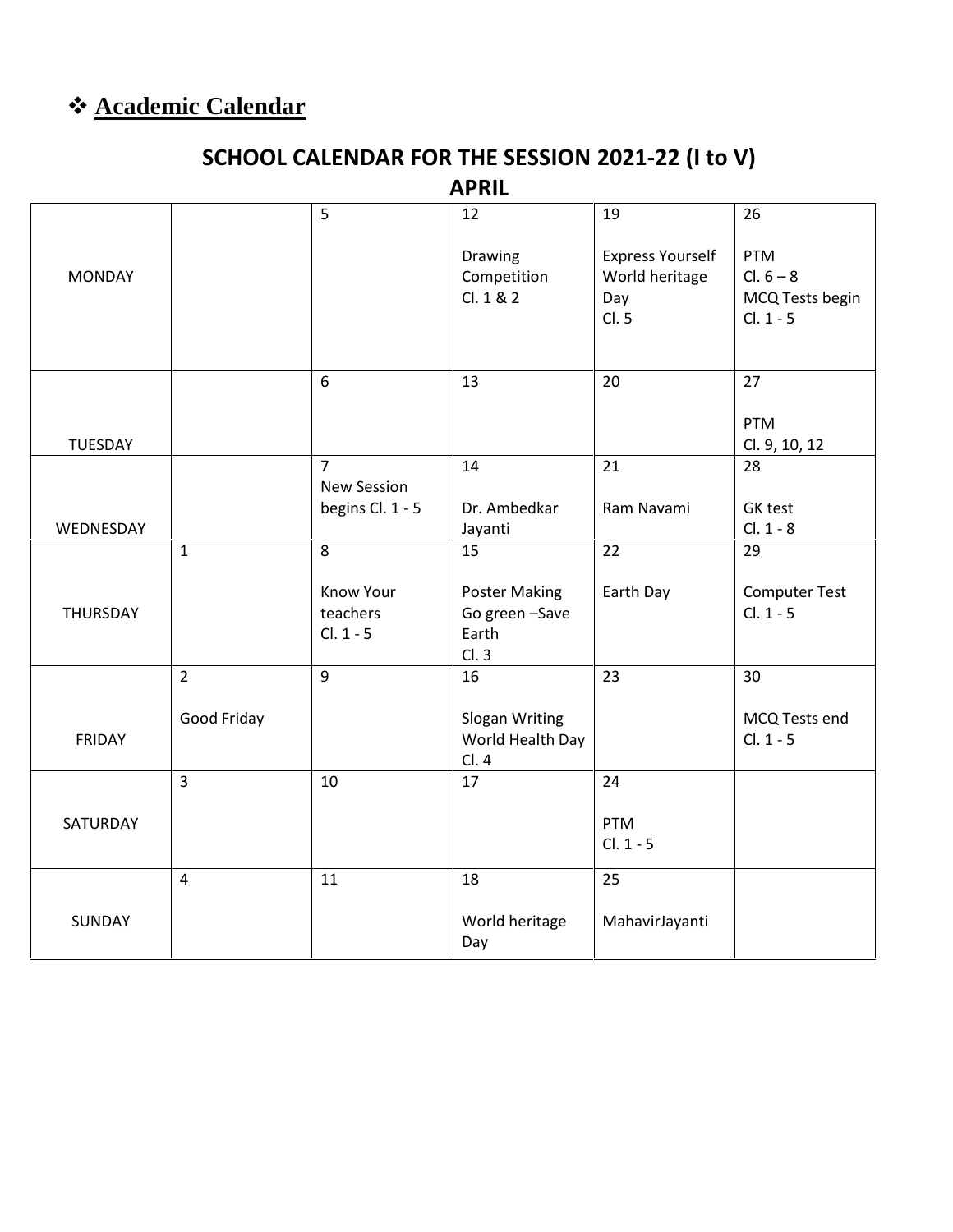## ❖ Academic Calendar

# SCHOOL CALENDAR FOR THE SESSION 2021-22 (I to V)

## APRIL

| | | | | | |
|---|---|---|---|---|---|
| MONDAY | | 5 | 12<br><br>Drawing Competition Cl. 1 & 2 | 19<br><br>Express Yourself World heritage Day Cl. 5 | 26<br><br>PTM Cl. 6 – 8 MCQ Tests begin Cl. 1 - 5 |
| TUESDAY | | 6 | 13 | 20 | 27<br><br>PTM Cl. 9, 10, 12 |
| WEDNESDAY | | 7<br>New Session begins Cl. 1 - 5 | 14<br><br>Dr. Ambedkar Jayanti | 21<br><br>Ram Navami | 28<br><br>GK test Cl. 1 - 8 |
| THURSDAY | 1 | 8<br><br>Know Your teachers Cl. 1 - 5 | 15<br><br>Poster Making Go green –Save Earth Cl. 3 | 22<br><br>Earth Day | 29<br><br>Computer Test Cl. 1 - 5 |
| FRIDAY | 2<br><br>Good Friday | 9 | 16<br><br>Slogan Writing World Health Day Cl. 4 | 23 | 30<br><br>MCQ Tests end Cl. 1 - 5 |
| SATURDAY | 3 | 10 | 17 | 24<br><br>PTM Cl. 1 - 5 | |
| SUNDAY | 4 | 11 | 18<br><br>World heritage Day | 25<br><br>MahavirJayanti | |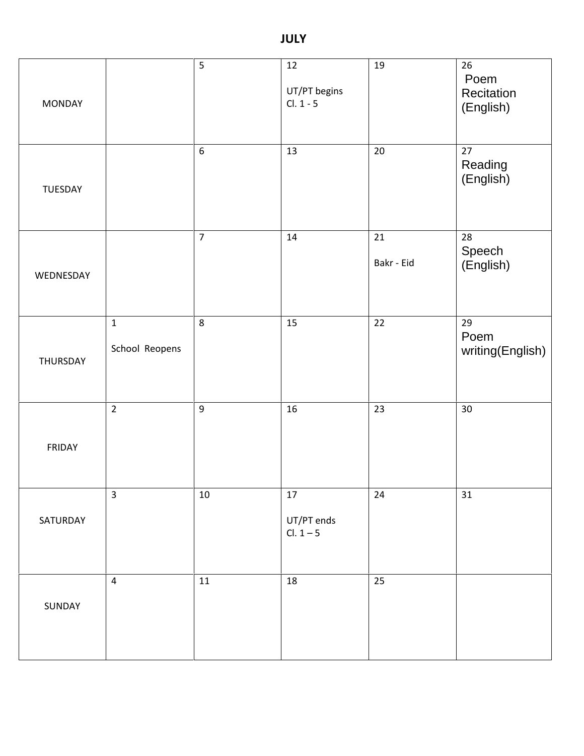**JULY**

| MONDAY | | 5 | 12<br><br>UT/PT begins<br>Cl. 1 - 5 | 19 | 26<br>Poem Recitation (English) |
|---|---|---|---|---|---|
| TUESDAY | | 6 | 13 | 20 | 27<br>Reading (English) |
| WEDNESDAY | | 7 | 14 | 21<br><br>Bakr - Eid | 28<br>Speech (English) |
| THURSDAY | 1<br><br>School Reopens | 8 | 15 | 22 | 29<br>Poem writing(English) |
| FRIDAY | 2 | 9 | 16 | 23 | 30 |
| SATURDAY | 3 | 10 | 17<br><br>UT/PT ends<br>Cl. 1 – 5 | 24 | 31 |
| SUNDAY | 4 | 11 | 18 | 25 | |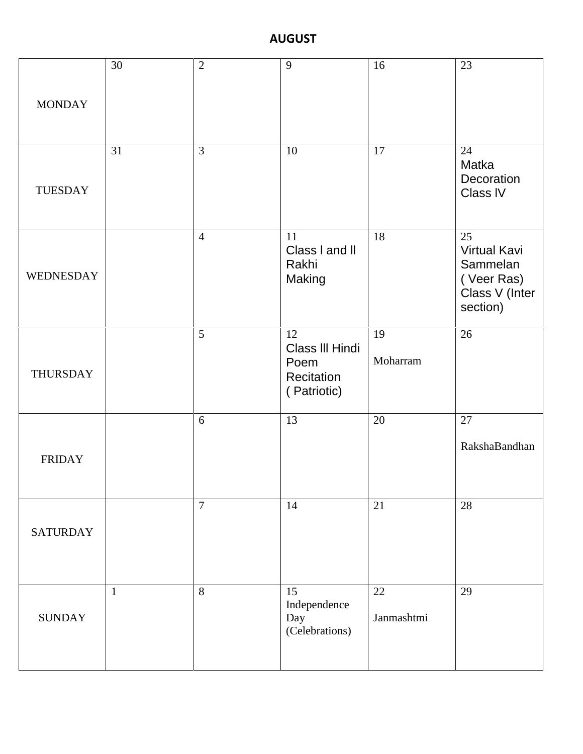# AUGUST

| | | | | | |
|---|---|---|---|---|---|
| MONDAY | 30 | 2 | 9 | 16 | 23 |
| TUESDAY | 31 | 3 | 10 | 17 | 24 Matka Decoration Class lV |
| WEDNESDAY | | 4 | 11 Class l and ll Rakhi Making | 18 | 25 Virtual Kavi Sammelan ( Veer Ras) Class V (Inter section) |
| THURSDAY | | 5 | 12 Class lll Hindi Poem Recitation ( Patriotic) | 19 Moharram | 26 |
| FRIDAY | | 6 | 13 | 20 | 27 RakshaBandhan |
| SATURDAY | | 7 | 14 | 21 | 28 |
| SUNDAY | 1 | 8 | 15 Independence Day (Celebrations) | 22 Janmashtmi | 29 |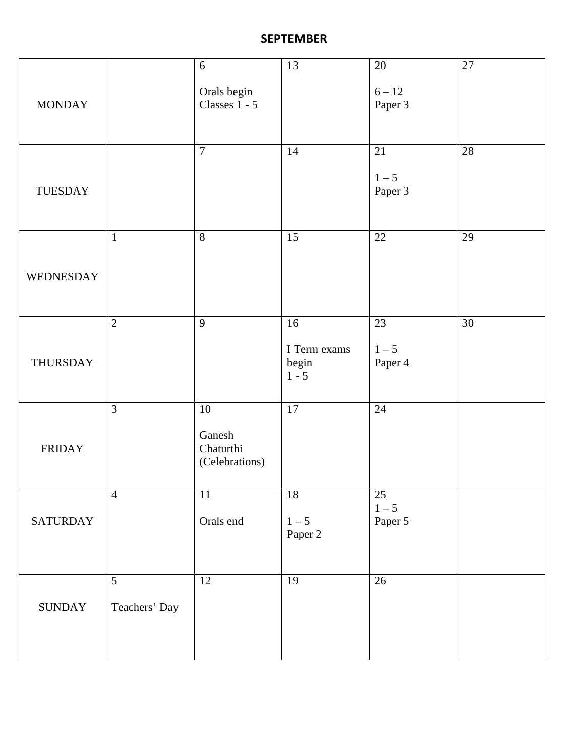**SEPTEMBER**

| | | | | | |
|---|---|---|---|---|---|
| MONDAY | | 6<br><br>Orals begin Classes 1 - 5 | 13 | 20<br><br>6 – 12<br>Paper 3 | 27 |
| TUESDAY | | 7 | 14 | 21<br><br>1 – 5<br>Paper 3 | 28 |
| WEDNESDAY | 1 | 8 | 15 | 22 | 29 |
| THURSDAY | 2 | 9 | 16<br><br>I Term exams begin<br>1 - 5 | 23<br><br>1 – 5<br>Paper 4 | 30 |
| FRIDAY | 3 | 10<br><br>Ganesh Chaturthi (Celebrations) | 17 | 24 | |
| SATURDAY | 4 | 11<br><br>Orals end | 18<br><br>1 – 5<br>Paper 2 | 25<br>1 – 5<br>Paper 5 | |
| SUNDAY | 5<br><br>Teachers' Day | 12 | 19 | 26 | |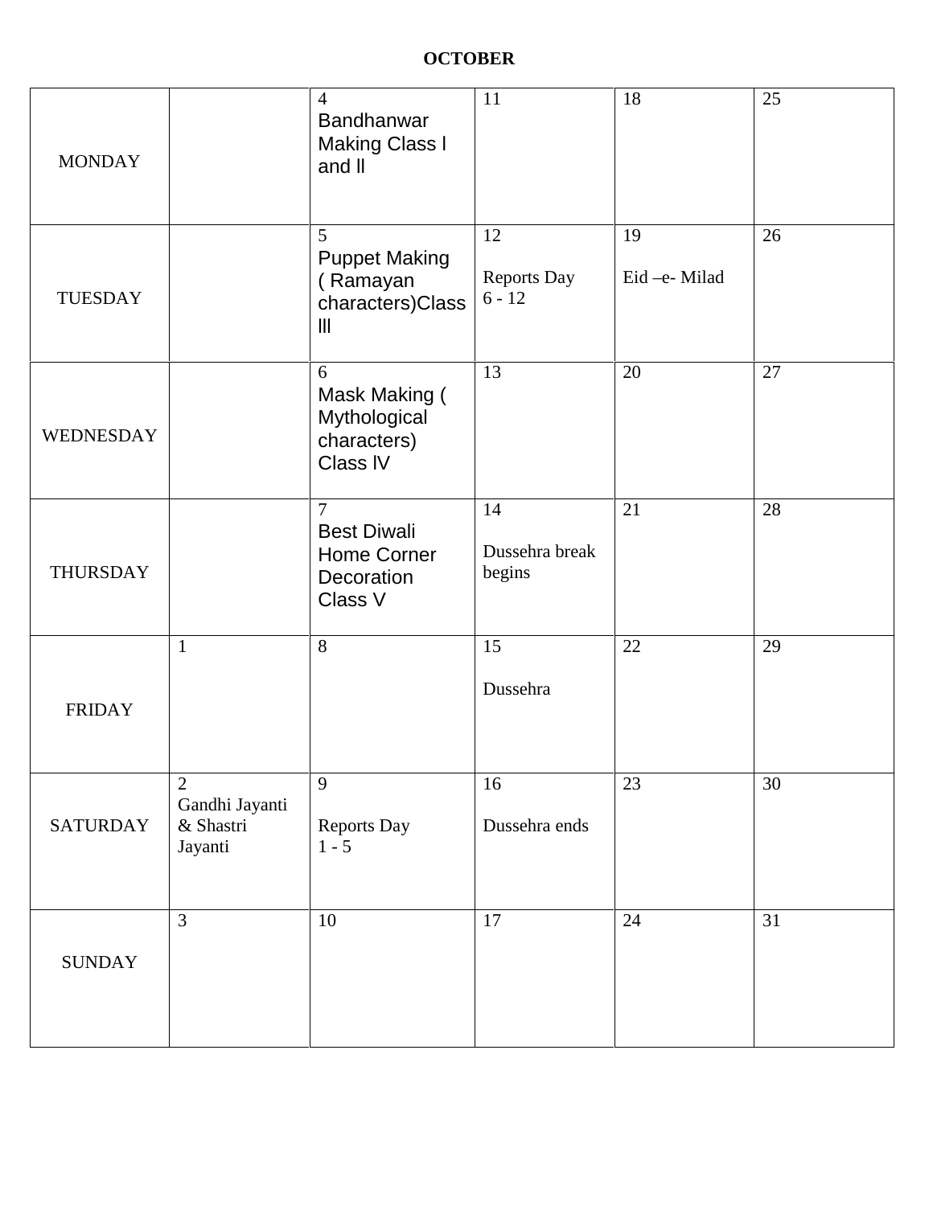**OCTOBER**

| | | | | | |
|---|---|---|---|---|---|
| MONDAY | | 4 Bandhanwar Making Class l and ll | 11 | 18 | 25 |
| TUESDAY | | 5 Puppet Making ( Ramayan characters)Class lll | 12 Reports Day 6 - 12 | 19 Eid –e- Milad | 26 |
| WEDNESDAY | | 6 Mask Making ( Mythological characters) Class lV | 13 | 20 | 27 |
| THURSDAY | | 7 Best Diwali Home Corner Decoration Class V | 14 Dussehra break begins | 21 | 28 |
| FRIDAY | 1 | 8 | 15 Dussehra | 22 | 29 |
| SATURDAY | 2 Gandhi Jayanti & Shastri Jayanti | 9 Reports Day 1 - 5 | 16 Dussehra ends | 23 | 30 |
| SUNDAY | 3 | 10 | 17 | 24 | 31 |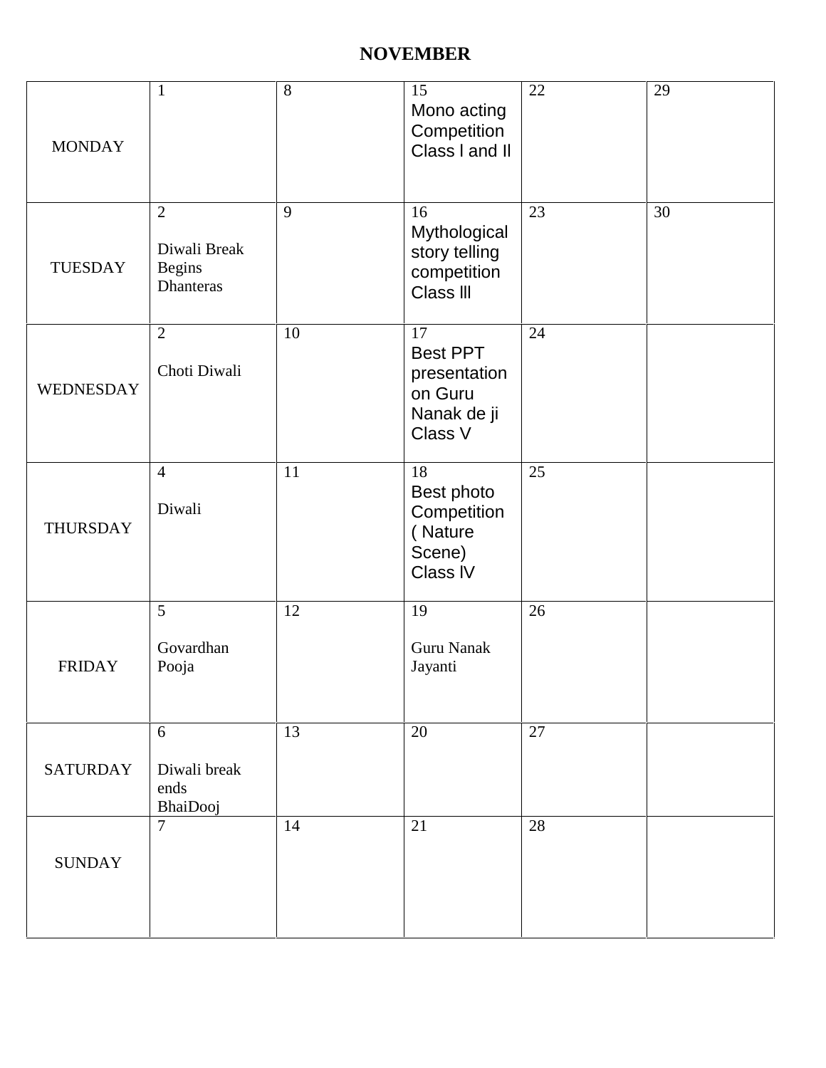## NOVEMBER

| | | | | | |
|---|---|---|---|---|---|
| MONDAY | 1 | 8 | 15<br>Mono acting Competition Class l and Il | 22 | 29 |
| TUESDAY | 2<br>Diwali Break Begins Dhanteras | 9 | 16<br>Mythological story telling competition Class lll | 23 | 30 |
| WEDNESDAY | 2<br>Choti Diwali | 10 | 17<br>Best PPT presentation on Guru Nanak de ji Class V | 24 | |
| THURSDAY | 4<br>Diwali | 11 | 18<br>Best photo Competition ( Nature Scene) Class lV | 25 | |
| FRIDAY | 5<br>Govardhan Pooja | 12 | 19<br>Guru Nanak Jayanti | 26 | |
| SATURDAY | 6<br>Diwali break ends BhaiDooj | 13 | 20 | 27 | |
| SUNDAY | 7 | 14 | 21 | 28 | |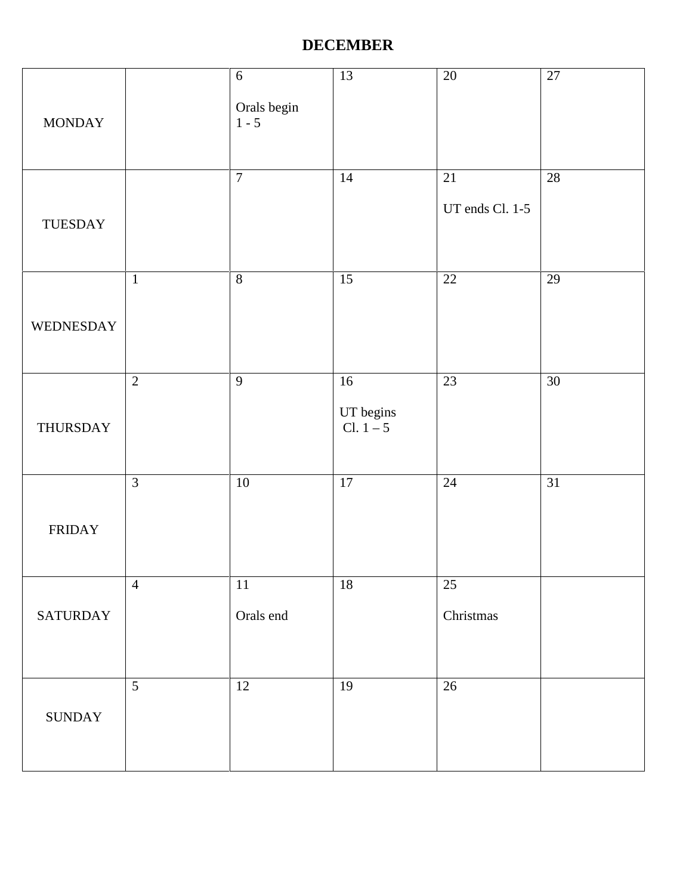# DECEMBER

| | | | | | |
|---|---|---|---|---|---|
| MONDAY | | 6<br><br>Orals begin<br>1 - 5 | 13 | 20 | 27 |
| TUESDAY | | 7 | 14 | 21<br><br>UT ends Cl. 1-5 | 28 |
| WEDNESDAY | 1 | 8 | 15 | 22 | 29 |
| THURSDAY | 2 | 9 | 16<br><br>UT begins<br>Cl. 1 – 5 | 23 | 30 |
| FRIDAY | 3 | 10 | 17 | 24 | 31 |
| SATURDAY | 4 | 11<br><br>Orals end | 18 | 25<br><br>Christmas | |
| SUNDAY | 5 | 12 | 19 | 26 | |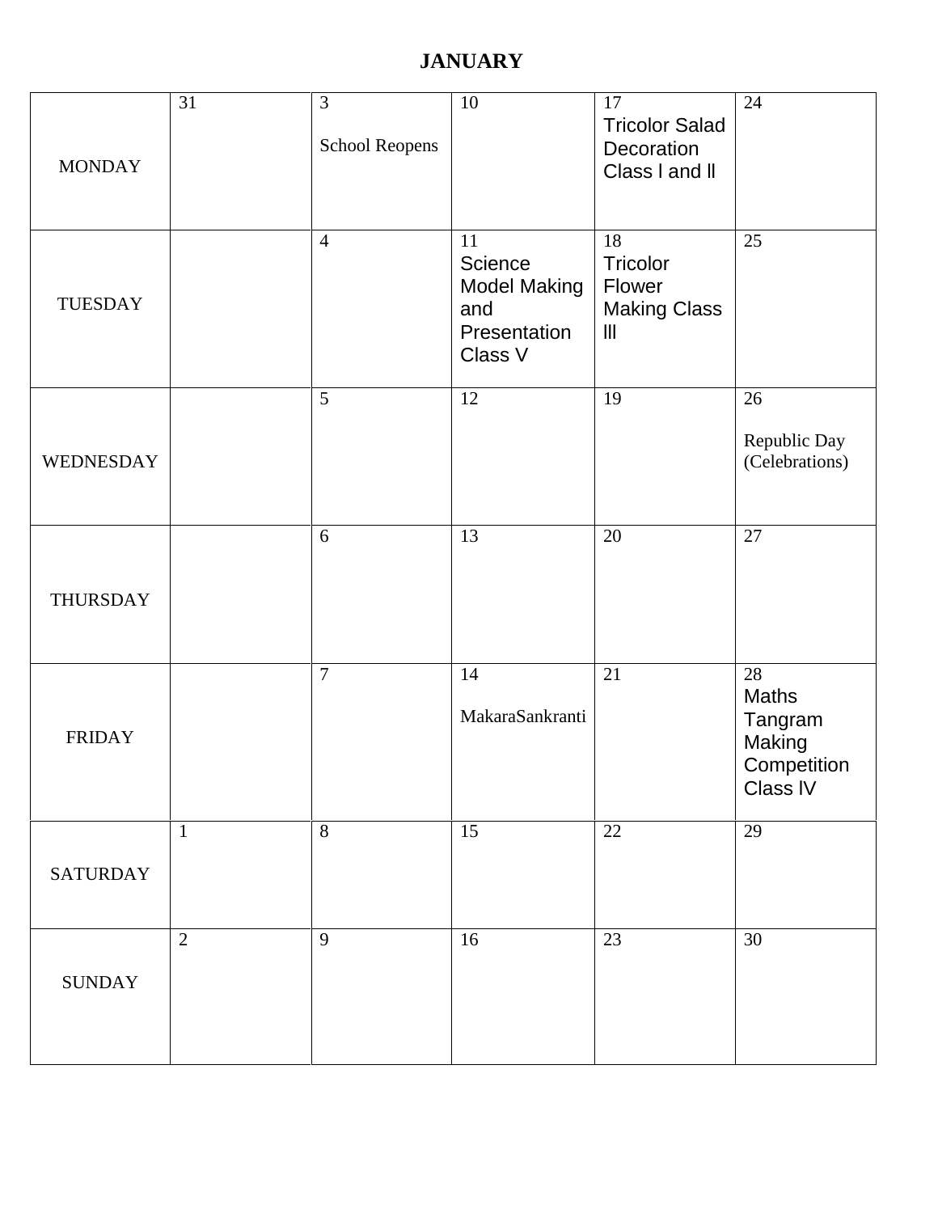# JANUARY

| | | | | | |
|---|---|---|---|---|---|
| MONDAY | 31 | 3 School Reopens | 10 | 17 Tricolor Salad Decoration Class I and II | 24 |
| TUESDAY | | 4 | 11 Science Model Making and Presentation Class V | 18 Tricolor Flower Making Class III | 25 |
| WEDNESDAY | | 5 | 12 | 19 | 26 Republic Day (Celebrations) |
| THURSDAY | | 6 | 13 | 20 | 27 |
| FRIDAY | | 7 | 14 MakaraSankranti | 21 | 28 Maths Tangram Making Competition Class IV |
| SATURDAY | 1 | 8 | 15 | 22 | 29 |
| SUNDAY | 2 | 9 | 16 | 23 | 30 |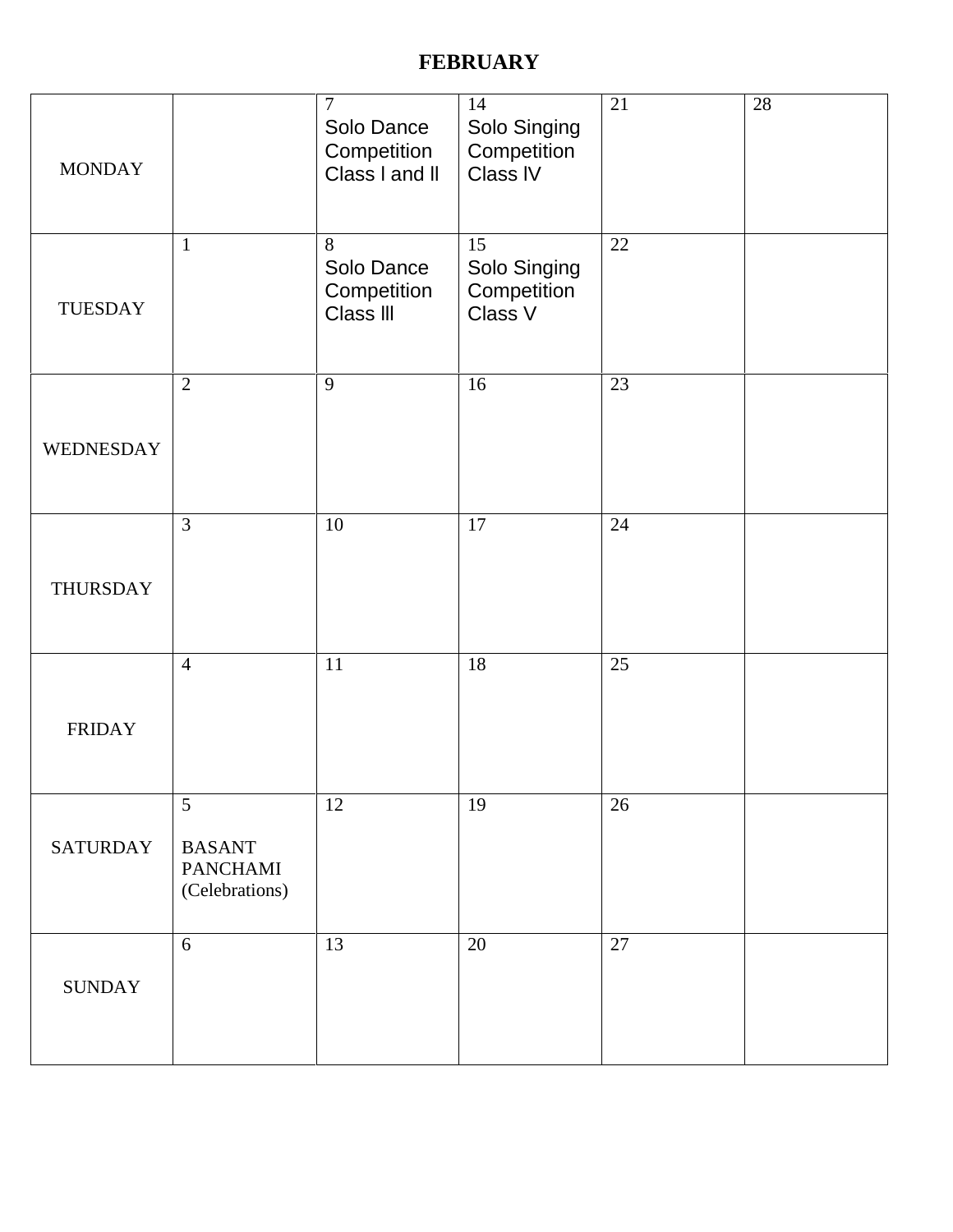# FEBRUARY

| | | | | | |
|---|---|---|---|---|---|
| MONDAY | | 7 Solo Dance Competition Class I and II | 14 Solo Singing Competition Class IV | 21 | 28 |
| TUESDAY | 1 | 8 Solo Dance Competition Class III | 15 Solo Singing Competition Class V | 22 | |
| WEDNESDAY | 2 | 9 | 16 | 23 | |
| THURSDAY | 3 | 10 | 17 | 24 | |
| FRIDAY | 4 | 11 | 18 | 25 | |
| SATURDAY | 5 BASANT PANCHAMI (Celebrations) | 12 | 19 | 26 | |
| SUNDAY | 6 | 13 | 20 | 27 | |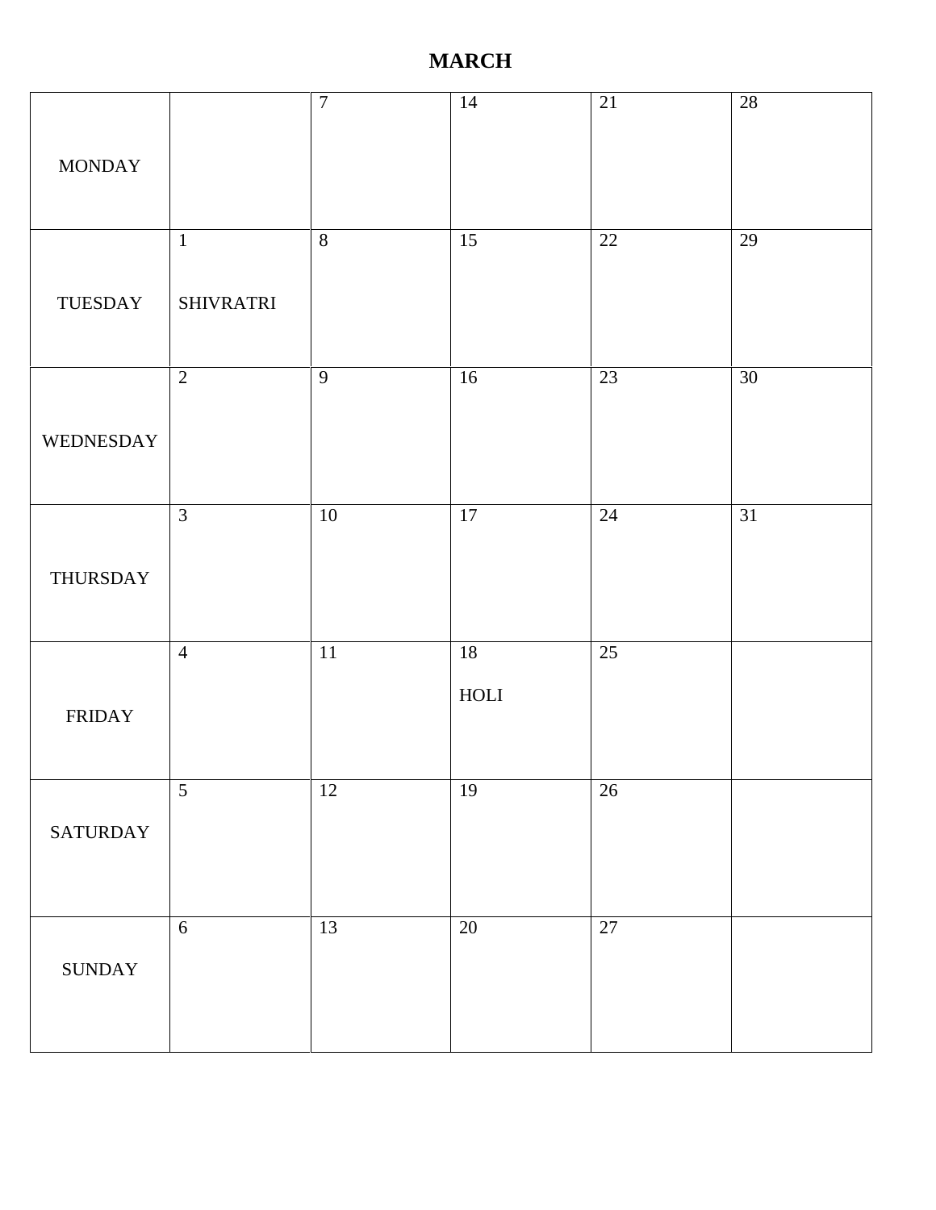# MARCH

| MONDAY | | 7 | 14 | 21 | 28 |
|---|---|---|---|---|---|
| TUESDAY | 1 SHIVRATRI | 8 | 15 | 22 | 29 |
| WEDNESDAY | 2 | 9 | 16 | 23 | 30 |
| THURSDAY | 3 | 10 | 17 | 24 | 31 |
| FRIDAY | 4 | 11 | 18 HOLI | 25 | |
| SATURDAY | 5 | 12 | 19 | 26 | |
| SUNDAY | 6 | 13 | 20 | 27 | |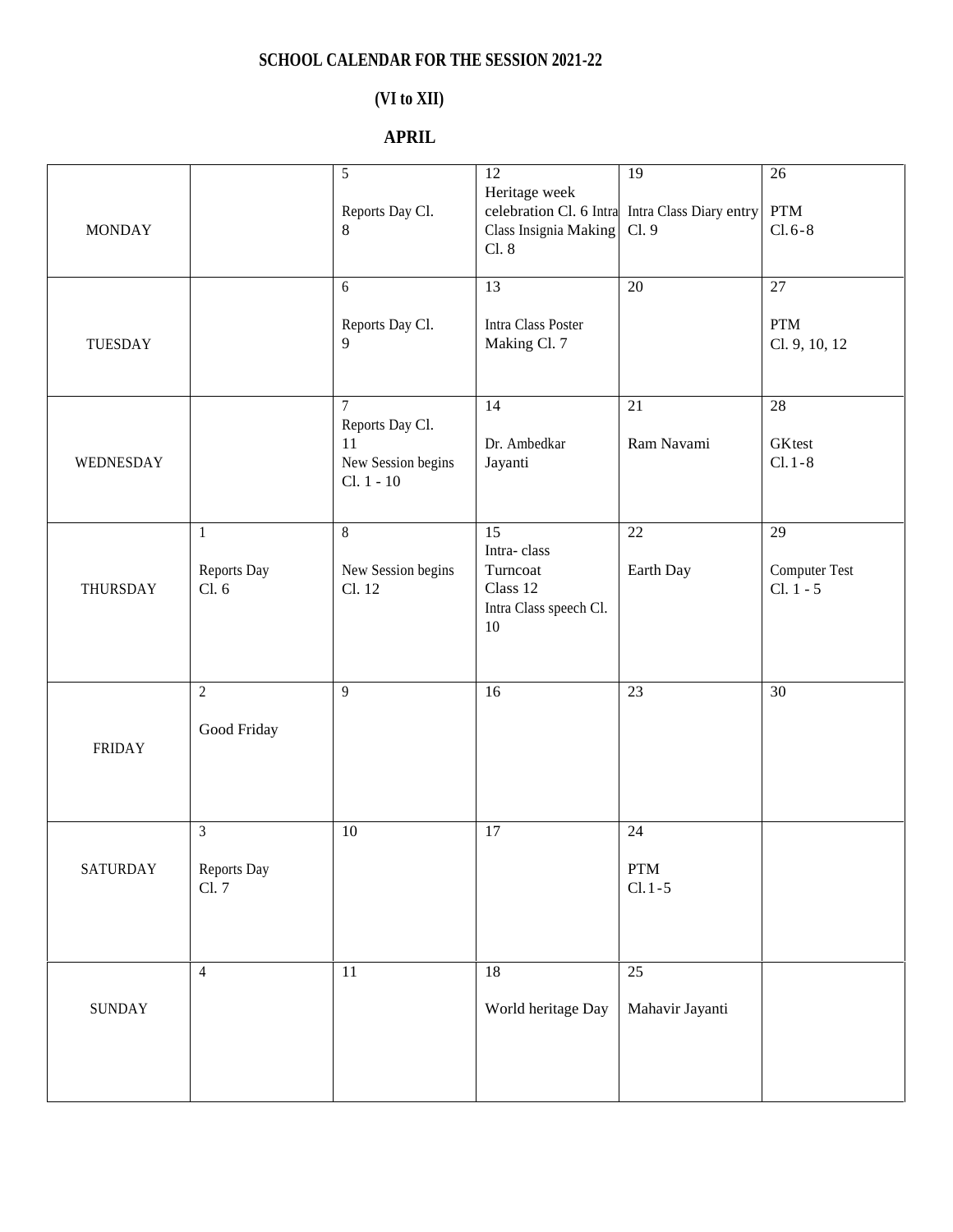# SCHOOL CALENDAR FOR THE SESSION 2021-22

## (VI to XII)

## APRIL

| | | | | | |
|---|---|---|---|---|---|
| MONDAY | | 5<br>Reports Day Cl. 8 | 12<br>Heritage week celebration Cl. 6 Intra Class Insignia Making Cl. 8 | 19<br>Intra Class Diary entry Cl. 9 | 26<br>PTM<br>Cl. 6-8 |
| TUESDAY | | 6<br>Reports Day Cl. 9 | 13<br>Intra Class Poster Making Cl. 7 | 20 | 27<br>PTM<br>Cl. 9, 10, 12 |
| WEDNESDAY | | 7<br>Reports Day Cl. 11<br>New Session begins Cl. 1 - 10 | 14<br>Dr. Ambedkar Jayanti | 21<br>Ram Navami | 28<br>GKtest<br>Cl. 1-8 |
| THURSDAY | 1<br>Reports Day Cl. 6 | 8<br>New Session begins Cl. 12 | 15<br>Intra- class Turncoat Class 12<br>Intra Class speech Cl. 10 | 22<br>Earth Day | 29<br>Computer Test<br>Cl. 1 - 5 |
| FRIDAY | 2<br>Good Friday | 9 | 16 | 23 | 30 |
| SATURDAY | 3<br>Reports Day Cl. 7 | 10 | 17 | 24<br>PTM<br>Cl. 1-5 | |
| SUNDAY | 4 | 11 | 18<br>World heritage Day | 25<br>Mahavir Jayanti | |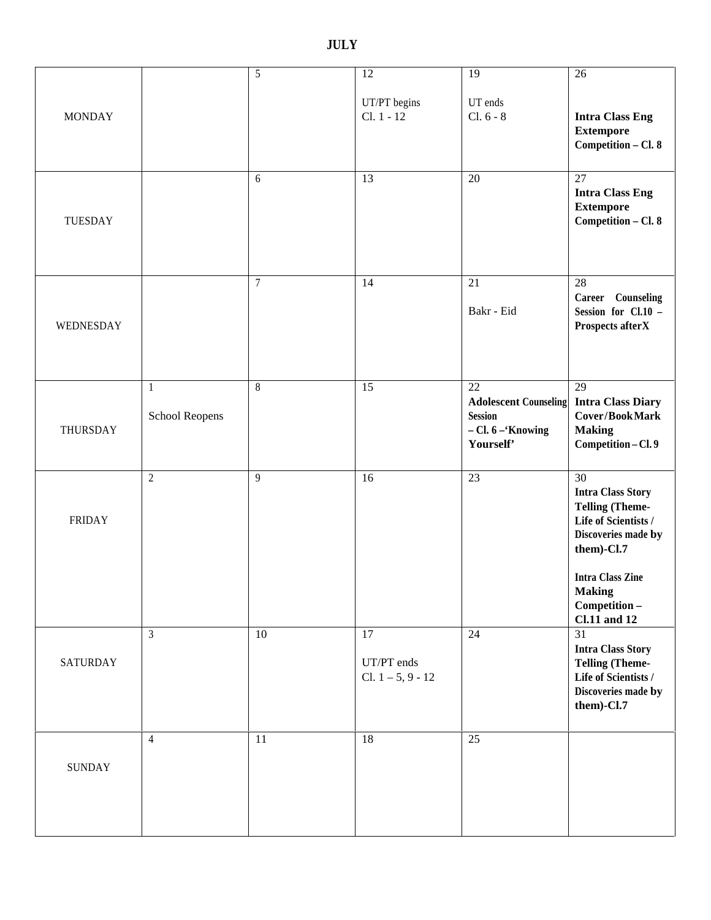# JULY

| | | | | | |
|---|---|---|---|---|---|
| MONDAY | | 5 | 12<br><br>UT/PT begins<br>Cl. 1 - 12 | 19<br><br>UT ends<br>Cl. 6 - 8 | 26<br><br>**Intra Class Eng Extempore Competition – Cl. 8** |
| TUESDAY | | 6 | 13 | 20 | 27<br>**Intra Class Eng Extempore Competition – Cl. 8** |
| WEDNESDAY | | 7 | 14 | 21<br><br>Bakr - Eid | 28<br>**Career Counseling Session for Cl.10 – Prospects afterX** |
| THURSDAY | 1<br><br>School Reopens | 8 | 15 | 22<br>**Adolescent Counseling Session – Cl. 6 –'Knowing Yourself'** | 29<br>**Intra Class Diary Cover/BookMark Making Competition – Cl. 9** |
| FRIDAY | 2 | 9 | 16 | 23 | 30<br>**Intra Class Story Telling (Theme- Life of Scientists / Discoveries made by them)-Cl.7**<br><br>**Intra Class Zine Making Competition – Cl.11 and 12** |
| SATURDAY | 3 | 10 | 17<br><br>UT/PT ends<br>Cl. 1 – 5, 9 - 12 | 24 | 31<br>**Intra Class Story Telling (Theme- Life of Scientists / Discoveries made by them)-Cl.7** |
| SUNDAY | 4 | 11 | 18 | 25 | |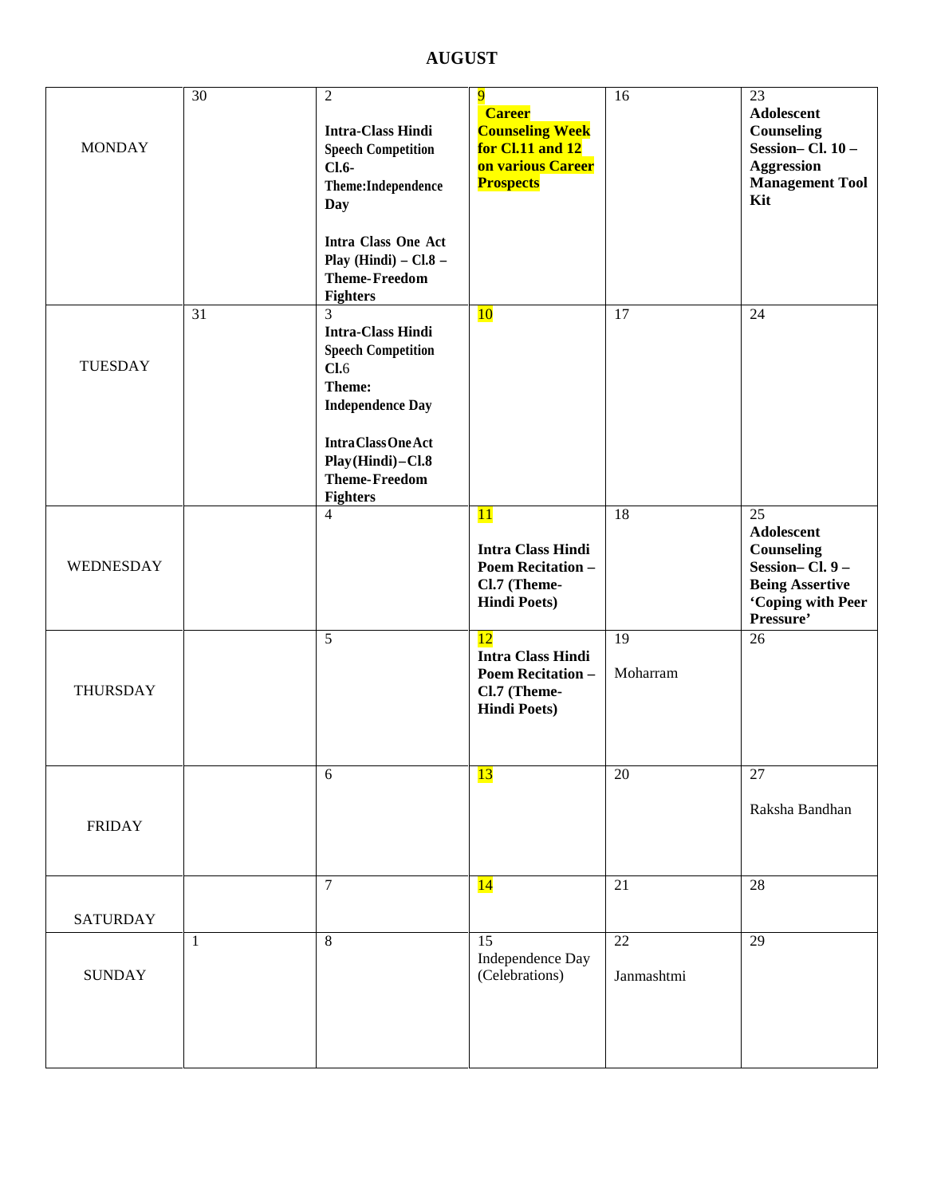# AUGUST

| | | | | | |
|---|---|---|---|---|---|
| MONDAY | 30 | 2<br>**Intra-Class Hindi Speech Competition Cl.6- Theme:Independence Day**<br><br>**Intra Class One Act Play (Hindi) – Cl.8 – Theme-Freedom Fighters** | 9<br>**Career Counseling Week for Cl.11 and 12 on various Career Prospects** | 16 | 23<br>**Adolescent Counseling Session– Cl. 10 – Aggression Management Tool Kit** |
| TUESDAY | 31 | 3<br>**Intra-Class Hindi Speech Competition Cl.6**<br>**Theme: Independence Day**<br><br>**IntraClassOneAct Play(Hindi)–Cl.8 Theme-Freedom Fighters** | 10 | 17 | 24 |
| WEDNESDAY | | 4 | 11<br>**Intra Class Hindi Poem Recitation – Cl.7 (Theme- Hindi Poets)** | 18 | 25<br>**Adolescent Counseling Session– Cl. 9 – Being Assertive 'Coping with Peer Pressure'** |
| THURSDAY | | 5 | 12<br>**Intra Class Hindi Poem Recitation – Cl.7 (Theme- Hindi Poets)** | 19<br>Moharram | 26 |
| FRIDAY | | 6 | 13 | 20 | 27<br>Raksha Bandhan |
| SATURDAY | | 7 | 14 | 21 | 28 |
| SUNDAY | 1 | 8 | 15<br>Independence Day (Celebrations) | 22<br>Janmashtmi | 29 |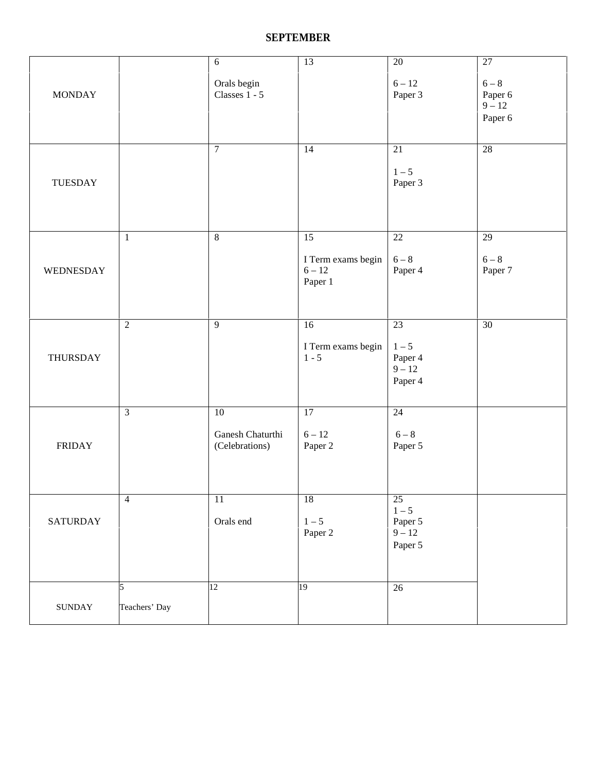## SEPTEMBER

| | | | | | |
|---|---|---|---|---|---|
| MONDAY | | 6<br><br>Orals begin<br>Classes 1 - 5 | 13 | 20<br><br>6 – 12<br>Paper 3 | 27<br><br>6 – 8<br>Paper 6<br>9 – 12<br>Paper 6 |
| TUESDAY | | 7 | 14 | 21<br><br>1 – 5<br>Paper 3 | 28 |
| WEDNESDAY | 1 | 8 | 15<br><br>I Term exams begin<br>6 – 12<br>Paper 1 | 22<br><br>6 – 8<br>Paper 4 | 29<br><br>6 – 8<br>Paper 7 |
| THURSDAY | 2 | 9 | 16<br><br>I Term exams begin<br>1 - 5 | 23<br><br>1 – 5<br>Paper 4<br>9 – 12<br>Paper 4 | 30 |
| FRIDAY | 3 | 10<br><br>Ganesh Chaturthi<br>(Celebrations) | 17<br><br>6 – 12<br>Paper 2 | 24<br><br>6 – 8<br>Paper 5 | |
| SATURDAY | 4 | 11<br><br>Orals end | 18<br><br>1 – 5<br>Paper 2 | 25<br>1 – 5<br>Paper 5<br>9 – 12<br>Paper 5 | |
| SUNDAY | 5<br><br>Teachers' Day | 12 | 19 | 26 | |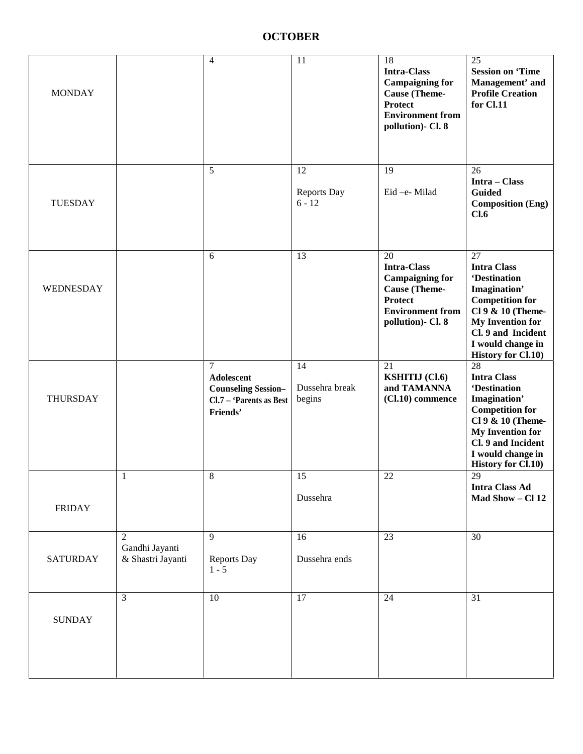# OCTOBER

| | | | | | |
|---|---|---|---|---|---|
| MONDAY | | 4 | 11 | 18 **Intra-Class Campaigning for Cause (Theme-Protect Environment from pollution)- Cl. 8** | 25 **Session on 'Time Management' and Profile Creation for Cl.11** |
| TUESDAY | | 5 | 12 Reports Day 6 - 12 | 19 Eid –e- Milad | 26 **Intra – Class Guided Composition (Eng) Cl.6** |
| WEDNESDAY | | 6 | 13 | 20 **Intra-Class Campaigning for Cause (Theme-Protect Environment from pollution)- Cl. 8** | 27 **Intra Class 'Destination Imagination' Competition for Cl 9 & 10 (Theme-My Invention for Cl. 9 and Incident I would change in History for Cl.10)** |
| THURSDAY | | 7 **Adolescent Counseling Session– Cl.7 – 'Parents as Best Friends'** | 14 Dussehra break begins | 21 **KSHITIJ (Cl.6) and TAMANNA (Cl.10) commence** | 28 **Intra Class 'Destination Imagination' Competition for Cl 9 & 10 (Theme-My Invention for Cl. 9 and Incident I would change in History for Cl.10)** |
| FRIDAY | 1 | 8 | 15 Dussehra | 22 | 29 **Intra Class Ad Mad Show – Cl 12** |
| SATURDAY | 2 Gandhi Jayanti & Shastri Jayanti | 9 Reports Day 1 - 5 | 16 Dussehra ends | 23 | 30 |
| SUNDAY | 3 | 10 | 17 | 24 | 31 |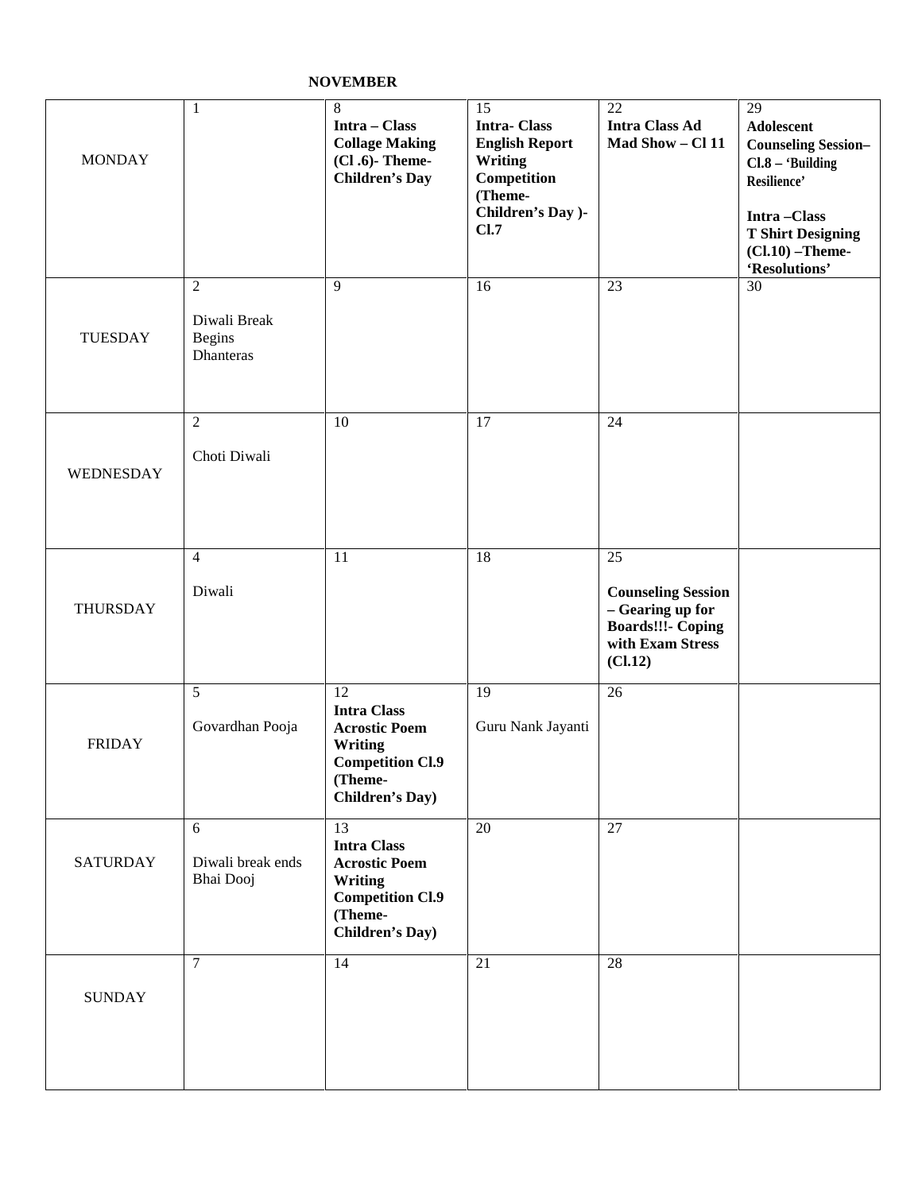**NOVEMBER**

| MONDAY | 1 | 8 **Intra – Class Collage Making (Cl .6)- Theme- Children's Day** | 15 **Intra- Class English Report Writing Competition (Theme- Children's Day )- Cl.7** | 22 **Intra Class Ad Mad Show – Cl 11** | 29 **Adolescent Counseling Session– Cl.8 – 'Building Resilience'** **Intra –Class T Shirt Designing (Cl.10) –Theme- 'Resolutions'** |
|---|---|---|---|---|---|
| TUESDAY | 2 Diwali Break Begins Dhanteras | 9 | 16 | 23 | 30 |
| WEDNESDAY | 2 Choti Diwali | 10 | 17 | 24 | |
| THURSDAY | 4 Diwali | 11 | 18 | 25 **Counseling Session – Gearing up for Boards!!!- Coping with Exam Stress (Cl.12)** | |
| FRIDAY | 5 Govardhan Pooja | 12 **Intra Class Acrostic Poem Writing Competition Cl.9 (Theme- Children's Day)** | 19 Guru Nank Jayanti | 26 | |
| SATURDAY | 6 Diwali break ends Bhai Dooj | 13 **Intra Class Acrostic Poem Writing Competition Cl.9 (Theme- Children's Day)** | 20 | 27 | |
| SUNDAY | 7 | 14 | 21 | 28 | |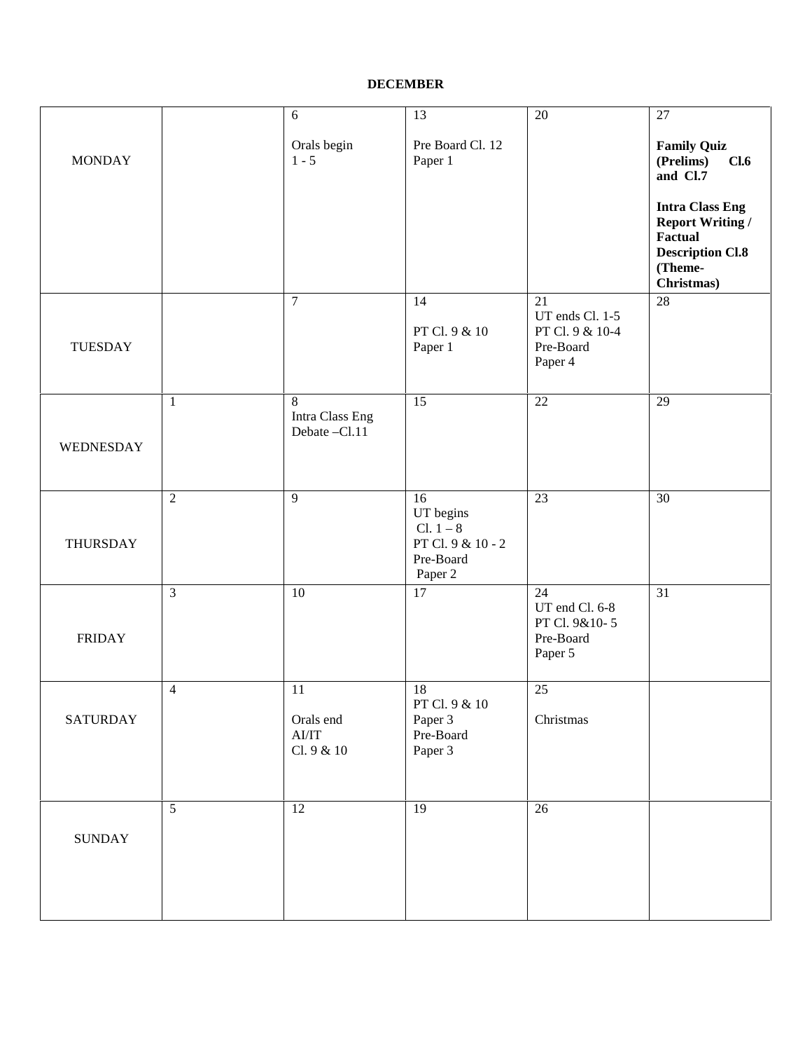**DECEMBER**

| | | | | | |
|---|---|---|---|---|---|
| MONDAY | | 6<br><br>Orals begin<br>1 - 5 | 13<br><br>Pre Board Cl. 12<br>Paper 1 | 20 | 27<br><br>**Family Quiz (Prelims) Cl.6 and Cl.7**<br><br>**Intra Class Eng Report Writing / Factual Description Cl.8 (Theme-Christmas)** |
| TUESDAY | | 7 | 14<br><br>PT Cl. 9 & 10<br>Paper 1 | 21<br>UT ends Cl. 1-5<br>PT Cl. 9 & 10-4<br>Pre-Board<br>Paper 4 | 28 |
| WEDNESDAY | 1 | 8<br>Intra Class Eng<br>Debate –Cl.11 | 15 | 22 | 29 |
| THURSDAY | 2 | 9 | 16<br>UT begins<br>Cl. 1 – 8<br>PT Cl. 9 & 10 - 2<br>Pre-Board<br>Paper 2 | 23 | 30 |
| FRIDAY | 3 | 10 | 17 | 24<br>UT end Cl. 6-8<br>PT Cl. 9&10- 5<br>Pre-Board<br>Paper 5 | 31 |
| SATURDAY | 4 | 11<br><br>Orals end<br>AI/IT<br>Cl. 9 & 10 | 18<br>PT Cl. 9 & 10<br>Paper 3<br>Pre-Board<br>Paper 3 | 25<br><br>Christmas | |
| SUNDAY | 5 | 12 | 19 | 26 | |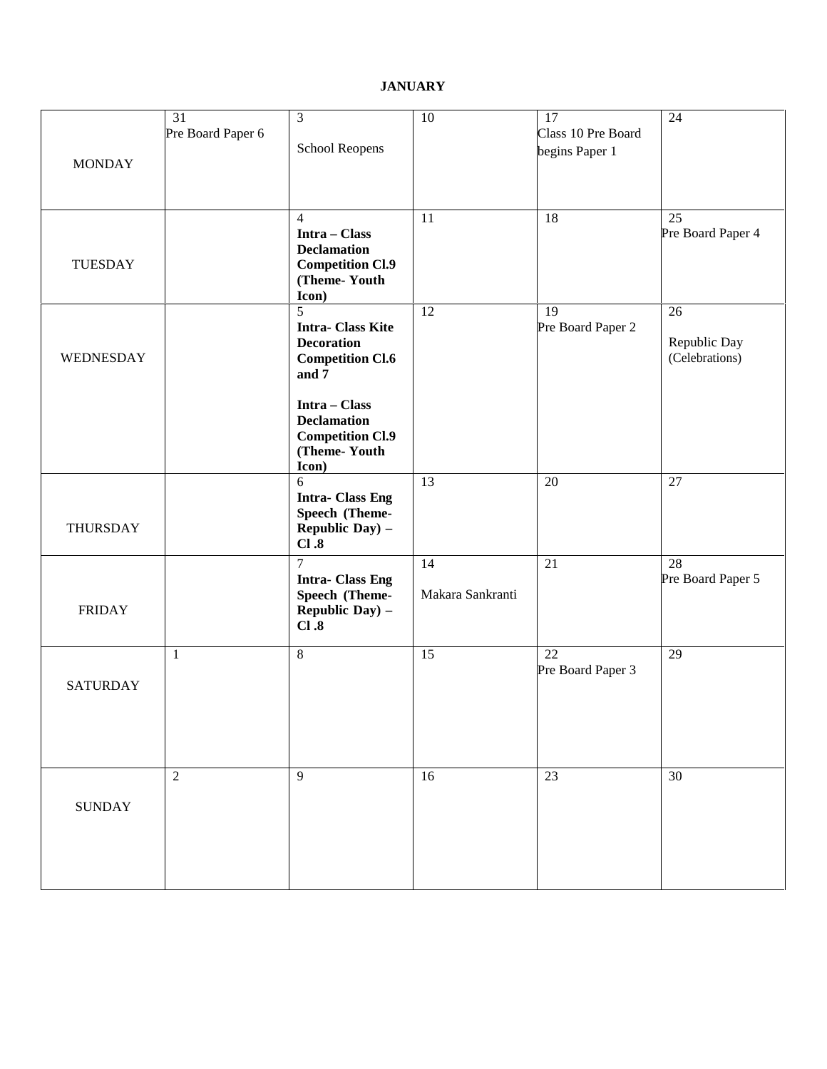**JANUARY**

| | | | | | |
|---|---|---|---|---|---|
| MONDAY | 31 Pre Board Paper 6 | 3 School Reopens | 10 | 17 Class 10 Pre Board begins Paper 1 | 24 |
| TUESDAY | | 4 **Intra – Class Declamation Competition Cl.9 (Theme- Youth Icon)** | 11 | 18 | 25 Pre Board Paper 4 |
| WEDNESDAY | | 5 **Intra- Class Kite Decoration Competition Cl.6 and 7** **Intra – Class Declamation Competition Cl.9 (Theme- Youth Icon)** | 12 | 19 Pre Board Paper 2 | 26 Republic Day (Celebrations) |
| THURSDAY | | 6 **Intra- Class Eng Speech (Theme- Republic Day) – Cl .8** | 13 | 20 | 27 |
| FRIDAY | | 7 **Intra- Class Eng Speech (Theme- Republic Day) – Cl .8** | 14 Makara Sankranti | 21 | 28 Pre Board Paper 5 |
| SATURDAY | 1 | 8 | 15 | 22 Pre Board Paper 3 | 29 |
| SUNDAY | 2 | 9 | 16 | 23 | 30 |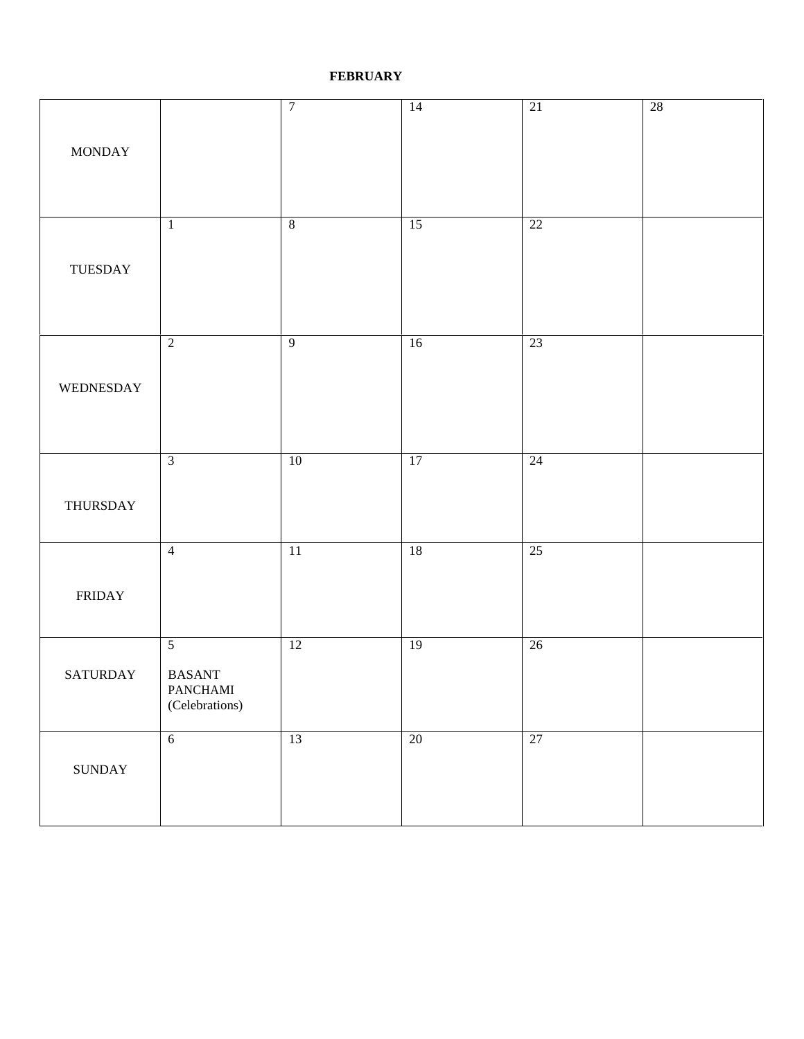**FEBRUARY**

| | | | | | |
|---|---|---|---|---|---|
| MONDAY | | 7 | 14 | 21 | 28 |
| TUESDAY | 1 | 8 | 15 | 22 | |
| WEDNESDAY | 2 | 9 | 16 | 23 | |
| THURSDAY | 3 | 10 | 17 | 24 | |
| FRIDAY | 4 | 11 | 18 | 25 | |
| SATURDAY | 5 BASANT PANCHAMI (Celebrations) | 12 | 19 | 26 | |
| SUNDAY | 6 | 13 | 20 | 27 | |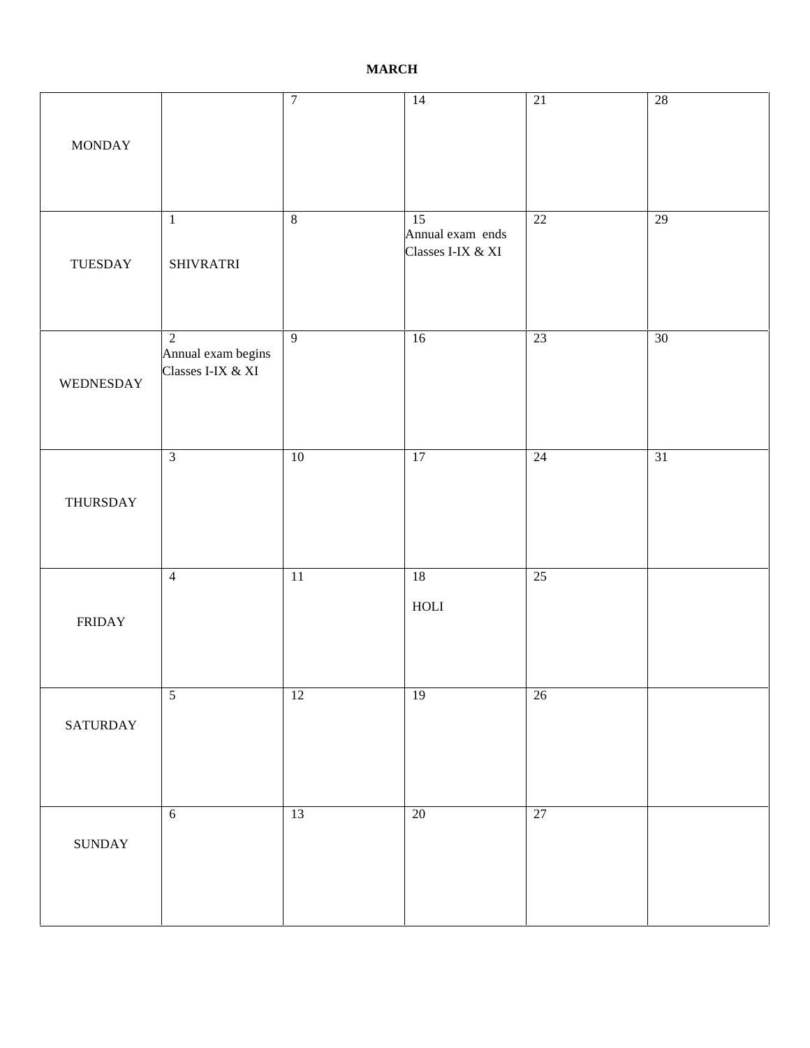**MARCH**

| | | | | | |
|---|---|---|---|---|---|
| MONDAY | | 7 | 14 | 21 | 28 |
| TUESDAY | 1 SHIVRATRI | 8 | 15 Annual exam ends Classes I-IX & XI | 22 | 29 |
| WEDNESDAY | 2 Annual exam begins Classes I-IX & XI | 9 | 16 | 23 | 30 |
| THURSDAY | 3 | 10 | 17 | 24 | 31 |
| FRIDAY | 4 | 11 | 18 HOLI | 25 | |
| SATURDAY | 5 | 12 | 19 | 26 | |
| SUNDAY | 6 | 13 | 20 | 27 | |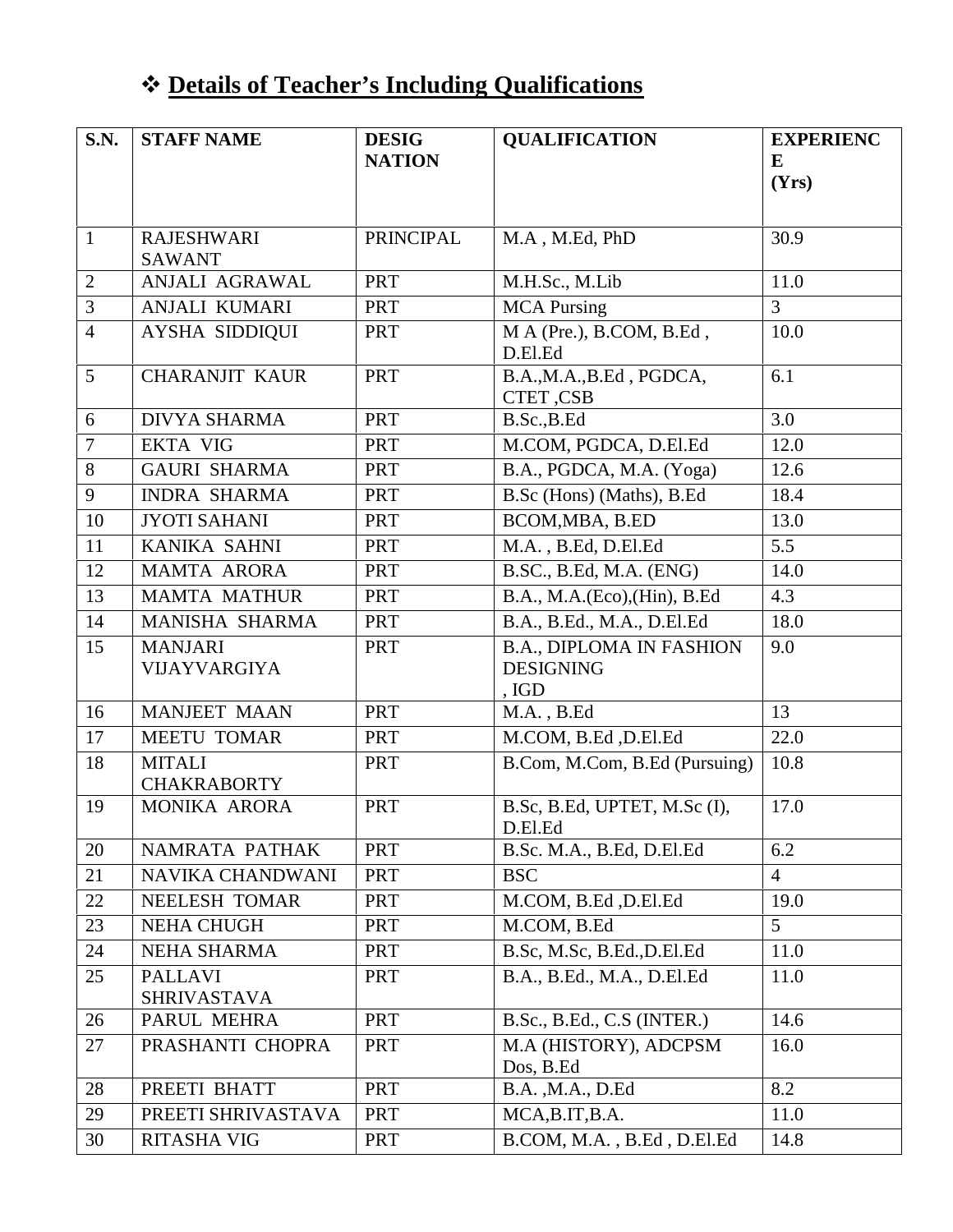# ❖ Details of Teacher's Including Qualifications

| S.N. | STAFF NAME | DESIGNATION | QUALIFICATION | EXPERIENCE (Yrs) |
|---|---|---|---|---|
| 1 | RAJESHWARI SAWANT | PRINCIPAL | M.A , M.Ed, PhD | 30.9 |
| 2 | ANJALI AGRAWAL | PRT | M.H.Sc., M.Lib | 11.0 |
| 3 | ANJALI KUMARI | PRT | MCA Pursing | 3 |
| 4 | AYSHA SIDDIQUI | PRT | M A (Pre.), B.COM, B.Ed , D.El.Ed | 10.0 |
| 5 | CHARANJIT KAUR | PRT | B.A.,M.A.,B.Ed , PGDCA, CTET ,CSB | 6.1 |
| 6 | DIVYA SHARMA | PRT | B.Sc.,B.Ed | 3.0 |
| 7 | EKTA VIG | PRT | M.COM, PGDCA, D.El.Ed | 12.0 |
| 8 | GAURI SHARMA | PRT | B.A., PGDCA, M.A. (Yoga) | 12.6 |
| 9 | INDRA SHARMA | PRT | B.Sc (Hons) (Maths), B.Ed | 18.4 |
| 10 | JYOTI SAHANI | PRT | BCOM,MBA, B.ED | 13.0 |
| 11 | KANIKA SAHNI | PRT | M.A. , B.Ed, D.El.Ed | 5.5 |
| 12 | MAMTA ARORA | PRT | B.SC., B.Ed, M.A. (ENG) | 14.0 |
| 13 | MAMTA MATHUR | PRT | B.A., M.A.(Eco),(Hin), B.Ed | 4.3 |
| 14 | MANISHA SHARMA | PRT | B.A., B.Ed., M.A., D.El.Ed | 18.0 |
| 15 | MANJARI VIJAYVARGIYA | PRT | B.A., DIPLOMA IN FASHION DESIGNING , IGD | 9.0 |
| 16 | MANJEET MAAN | PRT | M.A. , B.Ed | 13 |
| 17 | MEETU TOMAR | PRT | M.COM, B.Ed ,D.El.Ed | 22.0 |
| 18 | MITALI CHAKRABORTY | PRT | B.Com, M.Com, B.Ed (Pursuing) | 10.8 |
| 19 | MONIKA ARORA | PRT | B.Sc, B.Ed, UPTET, M.Sc (I), D.El.Ed | 17.0 |
| 20 | NAMRATA PATHAK | PRT | B.Sc. M.A., B.Ed, D.El.Ed | 6.2 |
| 21 | NAVIKA CHANDWANI | PRT | BSC | 4 |
| 22 | NEELESH TOMAR | PRT | M.COM, B.Ed ,D.El.Ed | 19.0 |
| 23 | NEHA CHUGH | PRT | M.COM, B.Ed | 5 |
| 24 | NEHA SHARMA | PRT | B.Sc, M.Sc, B.Ed.,D.El.Ed | 11.0 |
| 25 | PALLAVI SHRIVASTAVA | PRT | B.A., B.Ed., M.A., D.El.Ed | 11.0 |
| 26 | PARUL MEHRA | PRT | B.Sc., B.Ed., C.S (INTER.) | 14.6 |
| 27 | PRASHANTI CHOPRA | PRT | M.A (HISTORY), ADCPSM Dos, B.Ed | 16.0 |
| 28 | PREETI BHATT | PRT | B.A. ,M.A., D.Ed | 8.2 |
| 29 | PREETI SHRIVASTAVA | PRT | MCA,B.IT,B.A. | 11.0 |
| 30 | RITASHA VIG | PRT | B.COM, M.A. , B.Ed , D.El.Ed | 14.8 |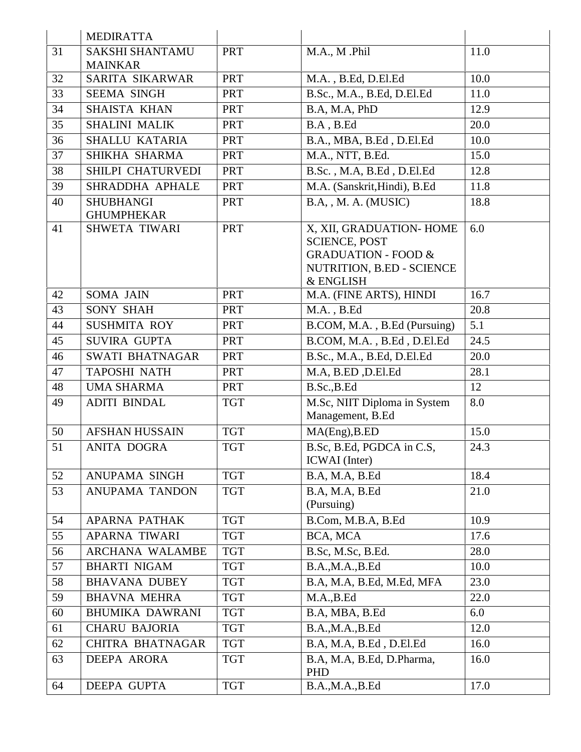| | MEDIRATTA | | | |
|---|---|---|---|---|
| 31 | SAKSHI SHANTAMU MAINKAR | PRT | M.A., M .Phil | 11.0 |
| 32 | SARITA SIKARWAR | PRT | M.A. , B.Ed, D.El.Ed | 10.0 |
| 33 | SEEMA SINGH | PRT | B.Sc., M.A., B.Ed, D.El.Ed | 11.0 |
| 34 | SHAISTA KHAN | PRT | B.A, M.A, PhD | 12.9 |
| 35 | SHALINI MALIK | PRT | B.A , B.Ed | 20.0 |
| 36 | SHALLU KATARIA | PRT | B.A., MBA, B.Ed , D.El.Ed | 10.0 |
| 37 | SHIKHA SHARMA | PRT | M.A., NTT, B.Ed. | 15.0 |
| 38 | SHILPI CHATURVEDI | PRT | B.Sc. , M.A, B.Ed , D.El.Ed | 12.8 |
| 39 | SHRADDHA APHALE | PRT | M.A. (Sanskrit,Hindi), B.Ed | 11.8 |
| 40 | SHUBHANGI GHUMPHEKAR | PRT | B.A, , M. A. (MUSIC) | 18.8 |
| 41 | SHWETA TIWARI | PRT | X, XII, GRADUATION- HOME SCIENCE, POST GRADUATION - FOOD & NUTRITION, B.ED - SCIENCE & ENGLISH | 6.0 |
| 42 | SOMA JAIN | PRT | M.A. (FINE ARTS), HINDI | 16.7 |
| 43 | SONY SHAH | PRT | M.A. , B.Ed | 20.8 |
| 44 | SUSHMITA ROY | PRT | B.COM, M.A. , B.Ed (Pursuing) | 5.1 |
| 45 | SUVIRA GUPTA | PRT | B.COM, M.A. , B.Ed , D.El.Ed | 24.5 |
| 46 | SWATI BHATNAGAR | PRT | B.Sc., M.A., B.Ed, D.El.Ed | 20.0 |
| 47 | TAPOSHI NATH | PRT | M.A, B.ED ,D.El.Ed | 28.1 |
| 48 | UMA SHARMA | PRT | B.Sc.,B.Ed | 12 |
| 49 | ADITI BINDAL | TGT | M.Sc, NIIT Diploma in System Management, B.Ed | 8.0 |
| 50 | AFSHAN HUSSAIN | TGT | MA(Eng),B.ED | 15.0 |
| 51 | ANITA DOGRA | TGT | B.Sc, B.Ed, PGDCA in C.S, ICWAI (Inter) | 24.3 |
| 52 | ANUPAMA SINGH | TGT | B.A, M.A, B.Ed | 18.4 |
| 53 | ANUPAMA TANDON | TGT | B.A, M.A, B.Ed (Pursuing) | 21.0 |
| 54 | APARNA PATHAK | TGT | B.Com, M.B.A, B.Ed | 10.9 |
| 55 | APARNA TIWARI | TGT | BCA, MCA | 17.6 |
| 56 | ARCHANA WALAMBE | TGT | B.Sc, M.Sc, B.Ed. | 28.0 |
| 57 | BHARTI NIGAM | TGT | B.A.,M.A.,B.Ed | 10.0 |
| 58 | BHAVANA DUBEY | TGT | B.A, M.A, B.Ed, M.Ed, MFA | 23.0 |
| 59 | BHAVNA MEHRA | TGT | M.A.,B.Ed | 22.0 |
| 60 | BHUMIKA DAWRANI | TGT | B.A, MBA, B.Ed | 6.0 |
| 61 | CHARU BAJORIA | TGT | B.A.,M.A.,B.Ed | 12.0 |
| 62 | CHITRA BHATNAGAR | TGT | B.A, M.A, B.Ed , D.El.Ed | 16.0 |
| 63 | DEEPA ARORA | TGT | B.A, M.A, B.Ed, D.Pharma, PHD | 16.0 |
| 64 | DEEPA GUPTA | TGT | B.A.,M.A.,B.Ed | 17.0 |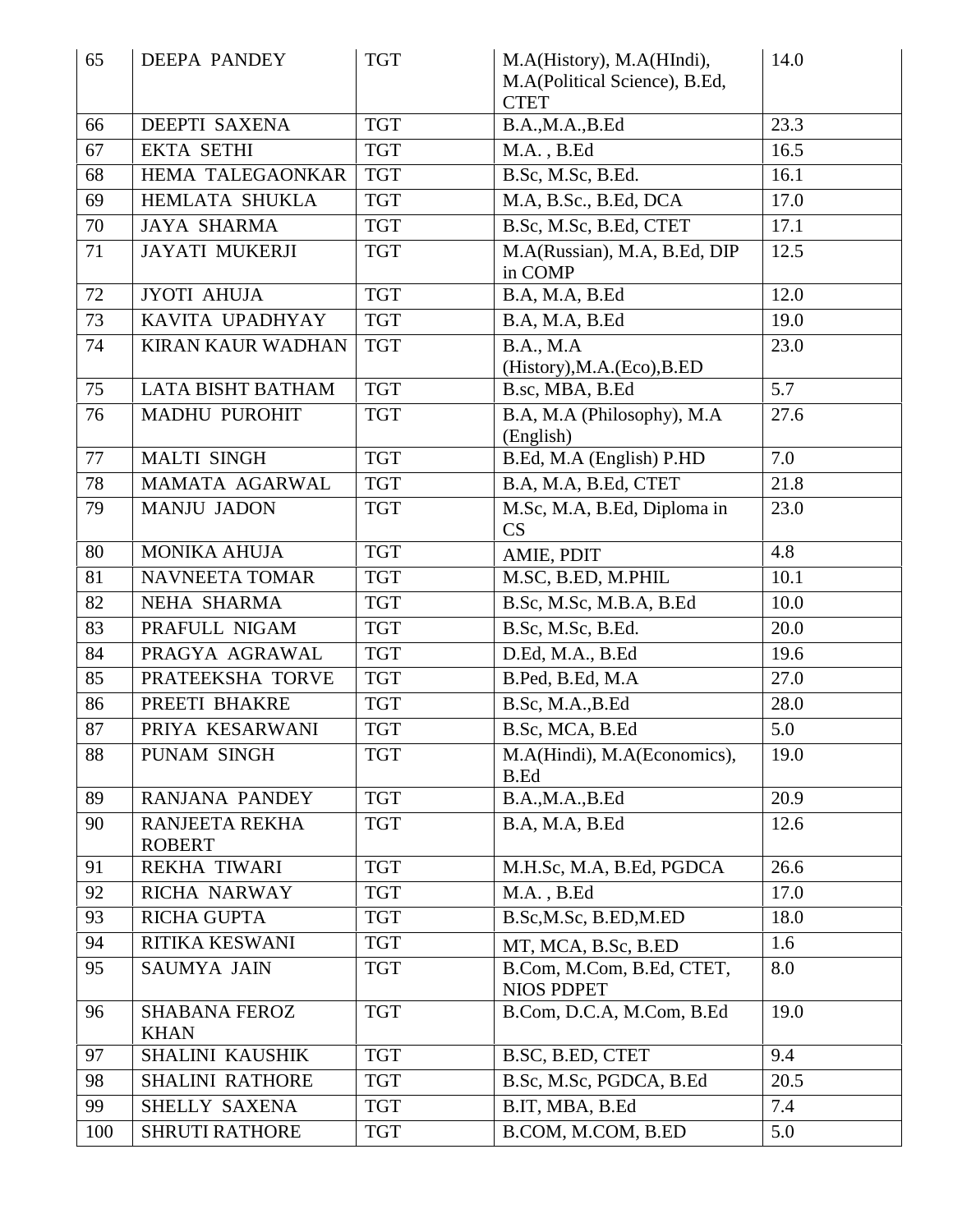| 65 | DEEPA PANDEY | TGT | M.A(History), M.A(HIndi), M.A(Political Science), B.Ed, CTET | 14.0 |
|---|---|---|---|---|
| 66 | DEEPTI SAXENA | TGT | B.A.,M.A.,B.Ed | 23.3 |
| 67 | EKTA SETHI | TGT | M.A. , B.Ed | 16.5 |
| 68 | HEMA TALEGAONKAR | TGT | B.Sc, M.Sc, B.Ed. | 16.1 |
| 69 | HEMLATA SHUKLA | TGT | M.A, B.Sc., B.Ed, DCA | 17.0 |
| 70 | JAYA SHARMA | TGT | B.Sc, M.Sc, B.Ed, CTET | 17.1 |
| 71 | JAYATI MUKERJI | TGT | M.A(Russian), M.A, B.Ed, DIP in COMP | 12.5 |
| 72 | JYOTI AHUJA | TGT | B.A, M.A, B.Ed | 12.0 |
| 73 | KAVITA UPADHYAY | TGT | B.A, M.A, B.Ed | 19.0 |
| 74 | KIRAN KAUR WADHAN | TGT | B.A., M.A (History),M.A.(Eco),B.ED | 23.0 |
| 75 | LATA BISHT BATHAM | TGT | B.sc, MBA, B.Ed | 5.7 |
| 76 | MADHU PUROHIT | TGT | B.A, M.A (Philosophy), M.A (English) | 27.6 |
| 77 | MALTI SINGH | TGT | B.Ed, M.A (English) P.HD | 7.0 |
| 78 | MAMATA AGARWAL | TGT | B.A, M.A, B.Ed, CTET | 21.8 |
| 79 | MANJU JADON | TGT | M.Sc, M.A, B.Ed, Diploma in CS | 23.0 |
| 80 | MONIKA AHUJA | TGT | AMIE, PDIT | 4.8 |
| 81 | NAVNEETA TOMAR | TGT | M.SC, B.ED, M.PHIL | 10.1 |
| 82 | NEHA SHARMA | TGT | B.Sc, M.Sc, M.B.A, B.Ed | 10.0 |
| 83 | PRAFULL NIGAM | TGT | B.Sc, M.Sc, B.Ed. | 20.0 |
| 84 | PRAGYA AGRAWAL | TGT | D.Ed, M.A., B.Ed | 19.6 |
| 85 | PRATEEKSHA TORVE | TGT | B.Ped, B.Ed, M.A | 27.0 |
| 86 | PREETI BHAKRE | TGT | B.Sc, M.A.,B.Ed | 28.0 |
| 87 | PRIYA KESARWANI | TGT | B.Sc, MCA, B.Ed | 5.0 |
| 88 | PUNAM SINGH | TGT | M.A(Hindi), M.A(Economics), B.Ed | 19.0 |
| 89 | RANJANA PANDEY | TGT | B.A.,M.A.,B.Ed | 20.9 |
| 90 | RANJEETA REKHA ROBERT | TGT | B.A, M.A, B.Ed | 12.6 |
| 91 | REKHA TIWARI | TGT | M.H.Sc, M.A, B.Ed, PGDCA | 26.6 |
| 92 | RICHA NARWAY | TGT | M.A. , B.Ed | 17.0 |
| 93 | RICHA GUPTA | TGT | B.Sc,M.Sc, B.ED,M.ED | 18.0 |
| 94 | RITIKA KESWANI | TGT | MT, MCA, B.Sc, B.ED | 1.6 |
| 95 | SAUMYA JAIN | TGT | B.Com, M.Com, B.Ed, CTET, NIOS PDPET | 8.0 |
| 96 | SHABANA FEROZ KHAN | TGT | B.Com, D.C.A, M.Com, B.Ed | 19.0 |
| 97 | SHALINI KAUSHIK | TGT | B.SC, B.ED, CTET | 9.4 |
| 98 | SHALINI RATHORE | TGT | B.Sc, M.Sc, PGDCA, B.Ed | 20.5 |
| 99 | SHELLY SAXENA | TGT | B.IT, MBA, B.Ed | 7.4 |
| 100 | SHRUTI RATHORE | TGT | B.COM, M.COM, B.ED | 5.0 |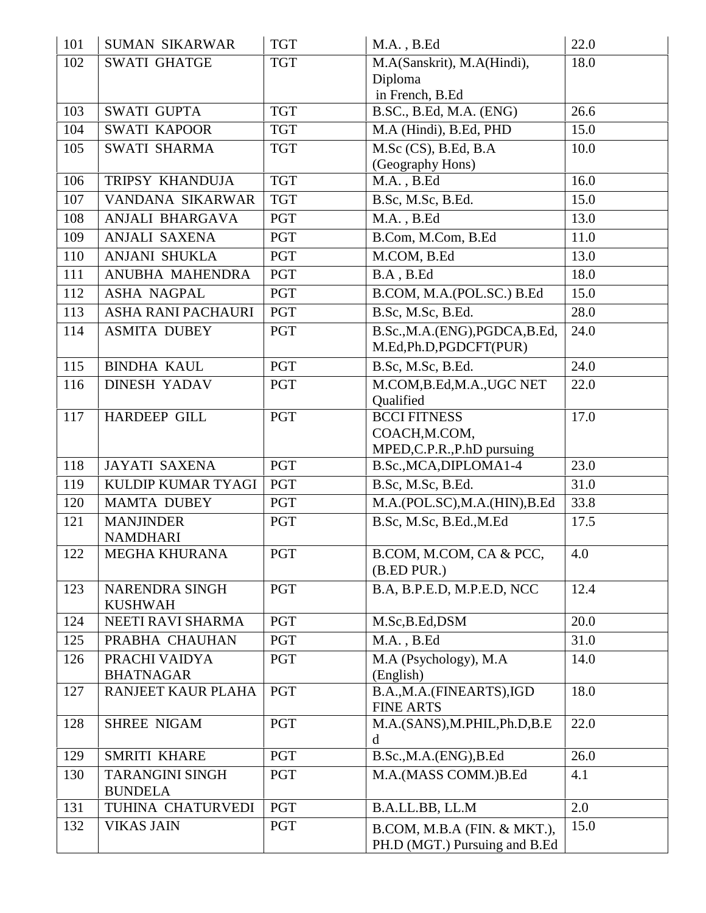| 101 | SUMAN SIKARWAR | TGT | M.A. , B.Ed | 22.0 |
|---|---|---|---|---|
| 102 | SWATI GHATGE | TGT | M.A(Sanskrit), M.A(Hindi), Diploma in French, B.Ed | 18.0 |
| 103 | SWATI GUPTA | TGT | B.SC., B.Ed, M.A. (ENG) | 26.6 |
| 104 | SWATI KAPOOR | TGT | M.A (Hindi), B.Ed, PHD | 15.0 |
| 105 | SWATI SHARMA | TGT | M.Sc (CS), B.Ed, B.A (Geography Hons) | 10.0 |
| 106 | TRIPSY KHANDUJA | TGT | M.A. , B.Ed | 16.0 |
| 107 | VANDANA SIKARWAR | TGT | B.Sc, M.Sc, B.Ed. | 15.0 |
| 108 | ANJALI BHARGAVA | PGT | M.A. , B.Ed | 13.0 |
| 109 | ANJALI SAXENA | PGT | B.Com, M.Com, B.Ed | 11.0 |
| 110 | ANJANI SHUKLA | PGT | M.COM, B.Ed | 13.0 |
| 111 | ANUBHA MAHENDRA | PGT | B.A , B.Ed | 18.0 |
| 112 | ASHA NAGPAL | PGT | B.COM, M.A.(POL.SC.) B.Ed | 15.0 |
| 113 | ASHA RANI PACHAURI | PGT | B.Sc, M.Sc, B.Ed. | 28.0 |
| 114 | ASMITA DUBEY | PGT | B.Sc.,M.A.(ENG),PGDCA,B.Ed, M.Ed,Ph.D,PGDCFT(PUR) | 24.0 |
| 115 | BINDHA KAUL | PGT | B.Sc, M.Sc, B.Ed. | 24.0 |
| 116 | DINESH YADAV | PGT | M.COM,B.Ed,M.A.,UGC NET Qualified | 22.0 |
| 117 | HARDEEP GILL | PGT | BCCI FITNESS COACH,M.COM, MPED,C.P.R.,P.hD pursuing | 17.0 |
| 118 | JAYATI SAXENA | PGT | B.Sc.,MCA,DIPLOMA1-4 | 23.0 |
| 119 | KULDIP KUMAR TYAGI | PGT | B.Sc, M.Sc, B.Ed. | 31.0 |
| 120 | MAMTA DUBEY | PGT | M.A.(POL.SC),M.A.(HIN),B.Ed | 33.8 |
| 121 | MANJINDER NAMDHARI | PGT | B.Sc, M.Sc, B.Ed.,M.Ed | 17.5 |
| 122 | MEGHA KHURANA | PGT | B.COM, M.COM, CA & PCC, (B.ED PUR.) | 4.0 |
| 123 | NARENDRA SINGH KUSHWAH | PGT | B.A, B.P.E.D, M.P.E.D, NCC | 12.4 |
| 124 | NEETI RAVI SHARMA | PGT | M.Sc,B.Ed,DSM | 20.0 |
| 125 | PRABHA CHAUHAN | PGT | M.A. , B.Ed | 31.0 |
| 126 | PRACHI VAIDYA BHATNAGAR | PGT | M.A (Psychology), M.A (English) | 14.0 |
| 127 | RANJEET KAUR PLAHA | PGT | B.A.,M.A.(FINEARTS),IGD FINE ARTS | 18.0 |
| 128 | SHREE NIGAM | PGT | M.A.(SANS),M.PHIL,Ph.D,B.Ed | 22.0 |
| 129 | SMRITI KHARE | PGT | B.Sc.,M.A.(ENG),B.Ed | 26.0 |
| 130 | TARANGINI SINGH BUNDELA | PGT | M.A.(MASS COMM.)B.Ed | 4.1 |
| 131 | TUHINA CHATURVEDI | PGT | B.A.LL.BB, LL.M | 2.0 |
| 132 | VIKAS JAIN | PGT | B.COM, M.B.A (FIN. & MKT.), PH.D (MGT.) Pursuing and B.Ed | 15.0 |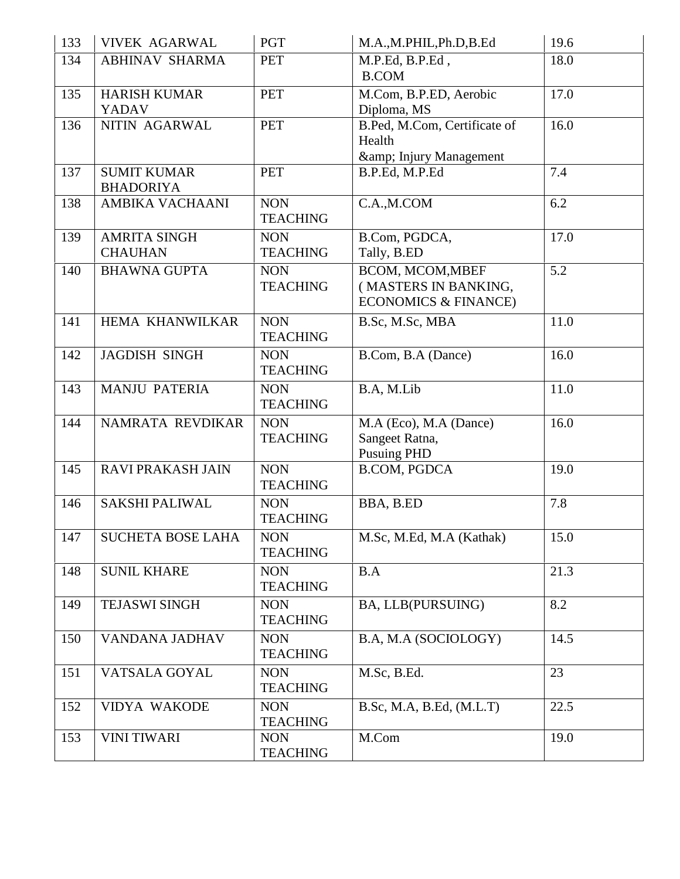| 133 | VIVEK AGARWAL | PGT | M.A.,M.PHIL,Ph.D,B.Ed | 19.6 |
|---|---|---|---|---|
| 134 | ABHINAV SHARMA | PET | M.P.Ed, B.P.Ed , B.COM | 18.0 |
| 135 | HARISH KUMAR YADAV | PET | M.Com, B.P.ED, Aerobic Diploma, MS | 17.0 |
| 136 | NITIN AGARWAL | PET | B.Ped, M.Com, Certificate of Health &amp; Injury Management | 16.0 |
| 137 | SUMIT KUMAR BHADORIYA | PET | B.P.Ed, M.P.Ed | 7.4 |
| 138 | AMBIKA VACHAANI | NON TEACHING | C.A.,M.COM | 6.2 |
| 139 | AMRITA SINGH CHAUHAN | NON TEACHING | B.Com, PGDCA, Tally, B.ED | 17.0 |
| 140 | BHAWNA GUPTA | NON TEACHING | BCOM, MCOM,MBEF ( MASTERS IN BANKING, ECONOMICS & FINANCE) | 5.2 |
| 141 | HEMA KHANWILKAR | NON TEACHING | B.Sc, M.Sc, MBA | 11.0 |
| 142 | JAGDISH SINGH | NON TEACHING | B.Com, B.A (Dance) | 16.0 |
| 143 | MANJU PATERIA | NON TEACHING | B.A, M.Lib | 11.0 |
| 144 | NAMRATA REVDIKAR | NON TEACHING | M.A (Eco), M.A (Dance) Sangeet Ratna, Pusuing PHD | 16.0 |
| 145 | RAVI PRAKASH JAIN | NON TEACHING | B.COM, PGDCA | 19.0 |
| 146 | SAKSHI PALIWAL | NON TEACHING | BBA, B.ED | 7.8 |
| 147 | SUCHETA BOSE LAHA | NON TEACHING | M.Sc, M.Ed, M.A (Kathak) | 15.0 |
| 148 | SUNIL KHARE | NON TEACHING | B.A | 21.3 |
| 149 | TEJASWI SINGH | NON TEACHING | BA, LLB(PURSUING) | 8.2 |
| 150 | VANDANA JADHAV | NON TEACHING | B.A, M.A (SOCIOLOGY) | 14.5 |
| 151 | VATSALA GOYAL | NON TEACHING | M.Sc, B.Ed. | 23 |
| 152 | VIDYA WAKODE | NON TEACHING | B.Sc, M.A, B.Ed, (M.L.T) | 22.5 |
| 153 | VINI TIWARI | NON TEACHING | M.Com | 19.0 |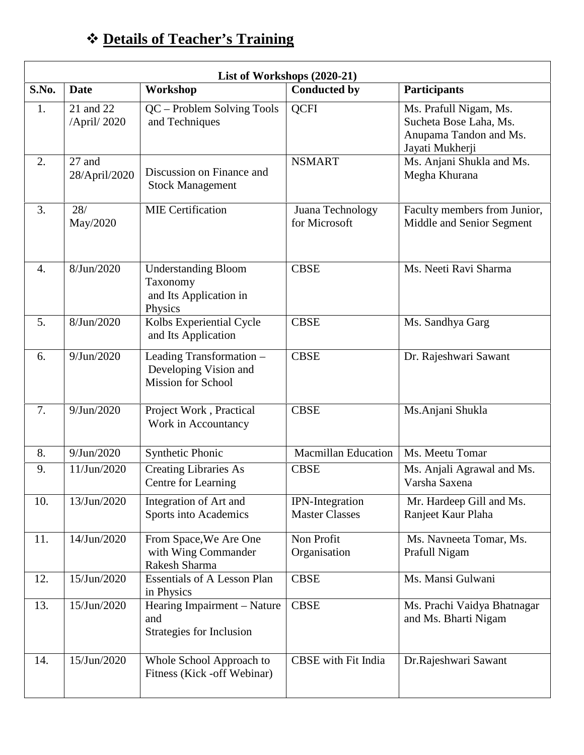## ❖ **Details of Teacher's Training**

| List of Workshops (2020-21) | | | | |
|---|---|---|---|---|
| **S.No.** | **Date** | **Workshop** | **Conducted by** | **Participants** |
| 1. | 21 and 22 /April/ 2020 | QC – Problem Solving Tools and Techniques | QCFI | Ms. Prafull Nigam, Ms. Sucheta Bose Laha, Ms. Anupama Tandon and Ms. Jayati Mukherji |
| 2. | 27 and 28/April/2020 | Discussion on Finance and Stock Management | NSMART | Ms. Anjani Shukla and Ms. Megha Khurana |
| 3. | 28/ May/2020 | MIE Certification | Juana Technology for Microsoft | Faculty members from Junior, Middle and Senior Segment |
| 4. | 8/Jun/2020 | Understanding Bloom Taxonomy and Its Application in Physics | CBSE | Ms. Neeti Ravi Sharma |
| 5. | 8/Jun/2020 | Kolbs Experiential Cycle and Its Application | CBSE | Ms. Sandhya Garg |
| 6. | 9/Jun/2020 | Leading Transformation – Developing Vision and Mission for School | CBSE | Dr. Rajeshwari Sawant |
| 7. | 9/Jun/2020 | Project Work , Practical Work in Accountancy | CBSE | Ms.Anjani Shukla |
| 8. | 9/Jun/2020 | Synthetic Phonic | Macmillan Education | Ms. Meetu Tomar |
| 9. | 11/Jun/2020 | Creating Libraries As Centre for Learning | CBSE | Ms. Anjali Agrawal and Ms. Varsha Saxena |
| 10. | 13/Jun/2020 | Integration of Art and Sports into Academics | IPN-Integration Master Classes | Mr. Hardeep Gill and Ms. Ranjeet Kaur Plaha |
| 11. | 14/Jun/2020 | From Space,We Are One with Wing Commander Rakesh Sharma | Non Profit Organisation | Ms. Navneeta Tomar, Ms. Prafull Nigam |
| 12. | 15/Jun/2020 | Essentials of A Lesson Plan in Physics | CBSE | Ms. Mansi Gulwani |
| 13. | 15/Jun/2020 | Hearing Impairment – Nature and Strategies for Inclusion | CBSE | Ms. Prachi Vaidya Bhatnagar and Ms. Bharti Nigam |
| 14. | 15/Jun/2020 | Whole School Approach to Fitness (Kick -off Webinar) | CBSE with Fit India | Dr.Rajeshwari Sawant |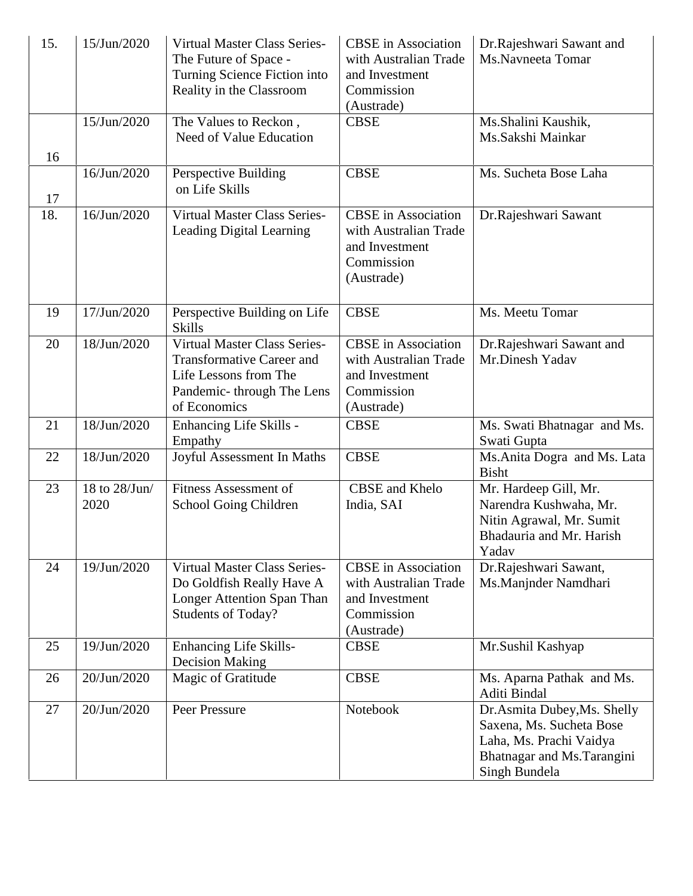| 15. | 15/Jun/2020 | Virtual Master Class Series- The Future of Space - Turning Science Fiction into Reality in the Classroom | CBSE in Association with Australian Trade and Investment Commission (Austrade) | Dr.Rajeshwari Sawant and Ms.Navneeta Tomar |
|---|---|---|---|---|
| 16 | 15/Jun/2020 | The Values to Reckon , Need of Value Education | CBSE | Ms.Shalini Kaushik, Ms.Sakshi Mainkar |
| 17 | 16/Jun/2020 | Perspective Building on Life Skills | CBSE | Ms. Sucheta Bose Laha |
| 18. | 16/Jun/2020 | Virtual Master Class Series- Leading Digital Learning | CBSE in Association with Australian Trade and Investment Commission (Austrade) | Dr.Rajeshwari Sawant |
| 19 | 17/Jun/2020 | Perspective Building on Life Skills | CBSE | Ms. Meetu Tomar |
| 20 | 18/Jun/2020 | Virtual Master Class Series- Transformative Career and Life Lessons from The Pandemic- through The Lens of Economics | CBSE in Association with Australian Trade and Investment Commission (Austrade) | Dr.Rajeshwari Sawant and Mr.Dinesh Yadav |
| 21 | 18/Jun/2020 | Enhancing Life Skills - Empathy | CBSE | Ms. Swati Bhatnagar and Ms. Swati Gupta |
| 22 | 18/Jun/2020 | Joyful Assessment In Maths | CBSE | Ms.Anita Dogra and Ms. Lata Bisht |
| 23 | 18 to 28/Jun/ 2020 | Fitness Assessment of School Going Children | CBSE and Khelo India, SAI | Mr. Hardeep Gill, Mr. Narendra Kushwaha, Mr. Nitin Agrawal, Mr. Sumit Bhadauria and Mr. Harish Yadav |
| 24 | 19/Jun/2020 | Virtual Master Class Series- Do Goldfish Really Have A Longer Attention Span Than Students of Today? | CBSE in Association with Australian Trade and Investment Commission (Austrade) | Dr.Rajeshwari Sawant, Ms.Manjnder Namdhari |
| 25 | 19/Jun/2020 | Enhancing Life Skills- Decision Making | CBSE | Mr.Sushil Kashyap |
| 26 | 20/Jun/2020 | Magic of Gratitude | CBSE | Ms. Aparna Pathak and Ms. Aditi Bindal |
| 27 | 20/Jun/2020 | Peer Pressure | Notebook | Dr.Asmita Dubey,Ms. Shelly Saxena, Ms. Sucheta Bose Laha, Ms. Prachi Vaidya Bhatnagar and Ms.Tarangini Singh Bundela |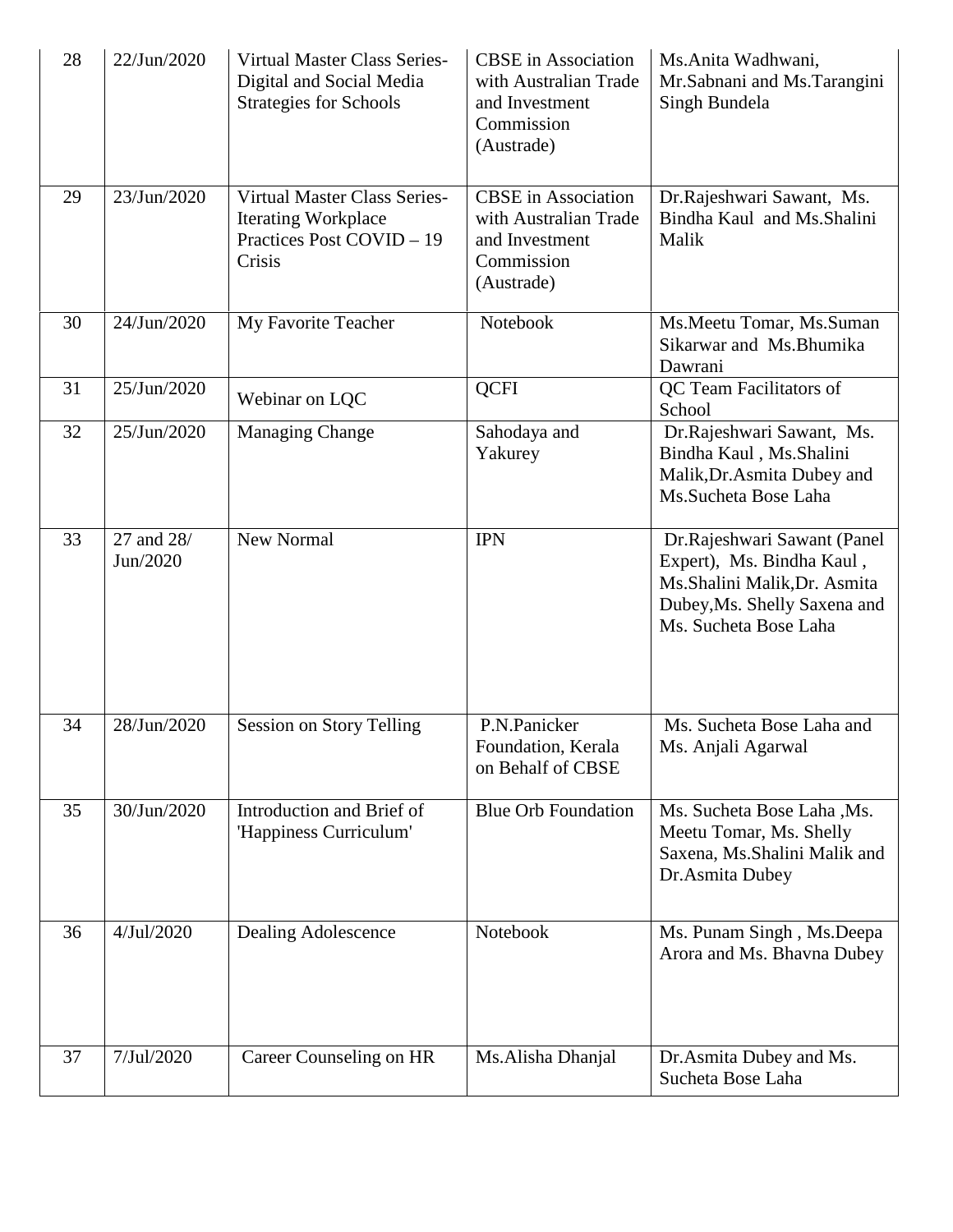| 28 | 22/Jun/2020 | Virtual Master Class Series- Digital and Social Media Strategies for Schools | CBSE in Association with Australian Trade and Investment Commission (Austrade) | Ms.Anita Wadhwani, Mr.Sabnani and Ms.Tarangini Singh Bundela |
|---|---|---|---|---|
| 29 | 23/Jun/2020 | Virtual Master Class Series- Iterating Workplace Practices Post COVID – 19 Crisis | CBSE in Association with Australian Trade and Investment Commission (Austrade) | Dr.Rajeshwari Sawant, Ms. Bindha Kaul and Ms.Shalini Malik |
| 30 | 24/Jun/2020 | My Favorite Teacher | Notebook | Ms.Meetu Tomar, Ms.Suman Sikarwar and Ms.Bhumika Dawrani |
| 31 | 25/Jun/2020 | Webinar on LQC | QCFI | QC Team Facilitators of School |
| 32 | 25/Jun/2020 | Managing Change | Sahodaya and Yakurey | Dr.Rajeshwari Sawant, Ms. Bindha Kaul , Ms.Shalini Malik,Dr.Asmita Dubey and Ms.Sucheta Bose Laha |
| 33 | 27 and 28/ Jun/2020 | New Normal | IPN | Dr.Rajeshwari Sawant (Panel Expert), Ms. Bindha Kaul , Ms.Shalini Malik,Dr. Asmita Dubey,Ms. Shelly Saxena and Ms. Sucheta Bose Laha |
| 34 | 28/Jun/2020 | Session on Story Telling | P.N.Panicker Foundation, Kerala on Behalf of CBSE | Ms. Sucheta Bose Laha and Ms. Anjali Agarwal |
| 35 | 30/Jun/2020 | Introduction and Brief of 'Happiness Curriculum' | Blue Orb Foundation | Ms. Sucheta Bose Laha ,Ms. Meetu Tomar, Ms. Shelly Saxena, Ms.Shalini Malik and Dr.Asmita Dubey |
| 36 | 4/Jul/2020 | Dealing Adolescence | Notebook | Ms. Punam Singh , Ms.Deepa Arora and Ms. Bhavna Dubey |
| 37 | 7/Jul/2020 | Career Counseling on HR | Ms.Alisha Dhanjal | Dr.Asmita Dubey and Ms. Sucheta Bose Laha |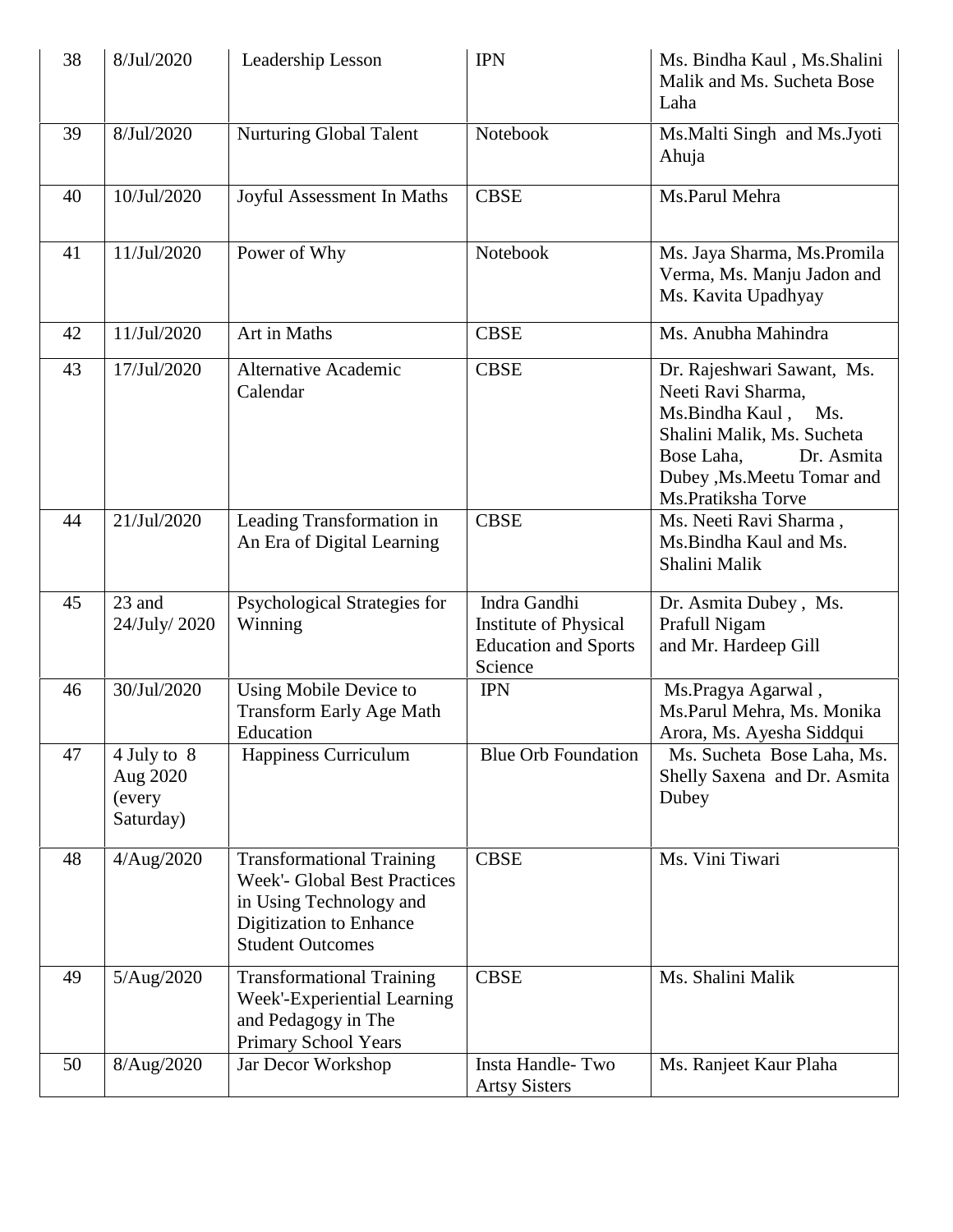| 38 | 8/Jul/2020 | Leadership Lesson | IPN | Ms. Bindha Kaul , Ms.Shalini Malik and Ms. Sucheta Bose Laha |
|---|---|---|---|---|
| 39 | 8/Jul/2020 | Nurturing Global Talent | Notebook | Ms.Malti Singh and Ms.Jyoti Ahuja |
| 40 | 10/Jul/2020 | Joyful Assessment In Maths | CBSE | Ms.Parul Mehra |
| 41 | 11/Jul/2020 | Power of Why | Notebook | Ms. Jaya Sharma, Ms.Promila Verma, Ms. Manju Jadon and Ms. Kavita Upadhyay |
| 42 | 11/Jul/2020 | Art in Maths | CBSE | Ms. Anubha Mahindra |
| 43 | 17/Jul/2020 | Alternative Academic Calendar | CBSE | Dr. Rajeshwari Sawant, Ms. Neeti Ravi Sharma, Ms.Bindha Kaul , Ms. Shalini Malik, Ms. Sucheta Bose Laha, Dr. Asmita Dubey ,Ms.Meetu Tomar and Ms.Pratiksha Torve |
| 44 | 21/Jul/2020 | Leading Transformation in An Era of Digital Learning | CBSE | Ms. Neeti Ravi Sharma , Ms.Bindha Kaul and Ms. Shalini Malik |
| 45 | 23 and 24/July/ 2020 | Psychological Strategies for Winning | Indra Gandhi Institute of Physical Education and Sports Science | Dr. Asmita Dubey , Ms. Prafull Nigam and Mr. Hardeep Gill |
| 46 | 30/Jul/2020 | Using Mobile Device to Transform Early Age Math Education | IPN | Ms.Pragya Agarwal , Ms.Parul Mehra, Ms. Monika Arora, Ms. Ayesha Siddqui |
| 47 | 4 July to 8 Aug 2020 (every Saturday) | Happiness Curriculum | Blue Orb Foundation | Ms. Sucheta Bose Laha, Ms. Shelly Saxena and Dr. Asmita Dubey |
| 48 | 4/Aug/2020 | Transformational Training Week'- Global Best Practices in Using Technology and Digitization to Enhance Student Outcomes | CBSE | Ms. Vini Tiwari |
| 49 | 5/Aug/2020 | Transformational Training Week'-Experiential Learning and Pedagogy in The Primary School Years | CBSE | Ms. Shalini Malik |
| 50 | 8/Aug/2020 | Jar Decor Workshop | Insta Handle- Two Artsy Sisters | Ms. Ranjeet Kaur Plaha |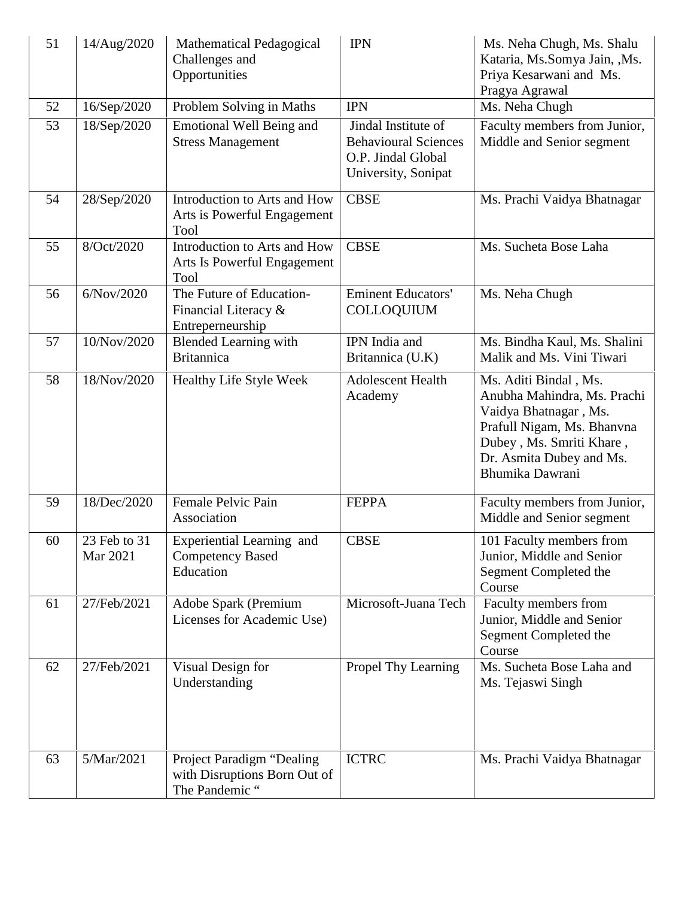| 51 | 14/Aug/2020 | Mathematical Pedagogical Challenges and Opportunities | IPN | Ms. Neha Chugh, Ms. Shalu Kataria, Ms.Somya Jain, ,Ms. Priya Kesarwani and Ms. Pragya Agrawal |
|---|---|---|---|---|
| 52 | 16/Sep/2020 | Problem Solving in Maths | IPN | Ms. Neha Chugh |
| 53 | 18/Sep/2020 | Emotional Well Being and Stress Management | Jindal Institute of Behavioural Sciences O.P. Jindal Global University, Sonipat | Faculty members from Junior, Middle and Senior segment |
| 54 | 28/Sep/2020 | Introduction to Arts and How Arts is Powerful Engagement Tool | CBSE | Ms. Prachi Vaidya Bhatnagar |
| 55 | 8/Oct/2020 | Introduction to Arts and How Arts Is Powerful Engagement Tool | CBSE | Ms. Sucheta Bose Laha |
| 56 | 6/Nov/2020 | The Future of Education- Financial Literacy & Entreperneurship | Eminent Educators' COLLOQUIUM | Ms. Neha Chugh |
| 57 | 10/Nov/2020 | Blended Learning with Britannica | IPN India and Britannica (U.K) | Ms. Bindha Kaul, Ms. Shalini Malik and Ms. Vini Tiwari |
| 58 | 18/Nov/2020 | Healthy Life Style Week | Adolescent Health Academy | Ms. Aditi Bindal , Ms. Anubha Mahindra, Ms. Prachi Vaidya Bhatnagar , Ms. Prafull Nigam, Ms. Bhanvna Dubey , Ms. Smriti Khare , Dr. Asmita Dubey and Ms. Bhumika Dawrani |
| 59 | 18/Dec/2020 | Female Pelvic Pain Association | FEPPA | Faculty members from Junior, Middle and Senior segment |
| 60 | 23 Feb to 31 Mar 2021 | Experiential Learning and Competency Based Education | CBSE | 101 Faculty members from Junior, Middle and Senior Segment Completed the Course |
| 61 | 27/Feb/2021 | Adobe Spark (Premium Licenses for Academic Use) | Microsoft-Juana Tech | Faculty members from Junior, Middle and Senior Segment Completed the Course |
| 62 | 27/Feb/2021 | Visual Design for Understanding | Propel Thy Learning | Ms. Sucheta Bose Laha and Ms. Tejaswi Singh |
| 63 | 5/Mar/2021 | Project Paradigm "Dealing with Disruptions Born Out of The Pandemic " | ICTRC | Ms. Prachi Vaidya Bhatnagar |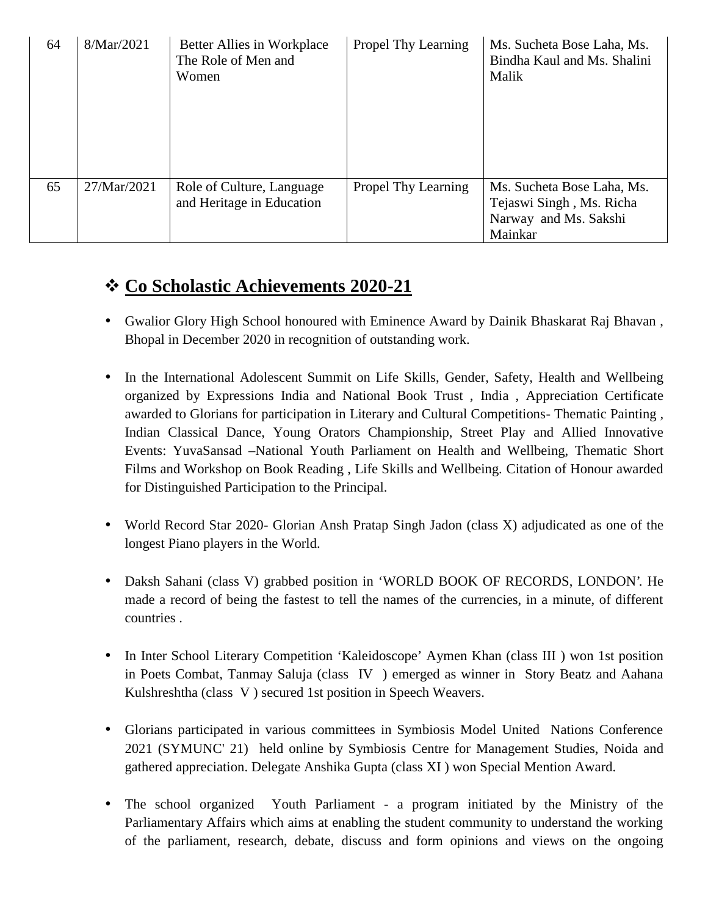| 64 | 8/Mar/2021 | Better Allies in Workplace The Role of Men and Women | Propel Thy Learning | Ms. Sucheta Bose Laha, Ms. Bindha Kaul and Ms. Shalini Malik |
|---|---|---|---|---|
| 65 | 27/Mar/2021 | Role of Culture, Language and Heritage in Education | Propel Thy Learning | Ms. Sucheta Bose Laha, Ms. Tejaswi Singh , Ms. Richa Narway and Ms. Sakshi Mainkar |

## ❖ Co Scholastic Achievements 2020-21

- Gwalior Glory High School honoured with Eminence Award by Dainik Bhaskarat Raj Bhavan , Bhopal in December 2020 in recognition of outstanding work.

- In the International Adolescent Summit on Life Skills, Gender, Safety, Health and Wellbeing organized by Expressions India and National Book Trust , India , Appreciation Certificate awarded to Glorians for participation in Literary and Cultural Competitions- Thematic Painting , Indian Classical Dance, Young Orators Championship, Street Play and Allied Innovative Events: YuvaSansad –National Youth Parliament on Health and Wellbeing, Thematic Short Films and Workshop on Book Reading , Life Skills and Wellbeing. Citation of Honour awarded for Distinguished Participation to the Principal.

- World Record Star 2020- Glorian Ansh Pratap Singh Jadon (class X) adjudicated as one of the longest Piano players in the World.

- Daksh Sahani (class V) grabbed position in 'WORLD BOOK OF RECORDS, LONDON'. He made a record of being the fastest to tell the names of the currencies, in a minute, of different countries .

- In Inter School Literary Competition 'Kaleidoscope' Aymen Khan (class III ) won 1st position in Poets Combat, Tanmay Saluja (class IV ) emerged as winner in Story Beatz and Aahana Kulshreshtha (class V ) secured 1st position in Speech Weavers.

- Glorians participated in various committees in Symbiosis Model United Nations Conference 2021 (SYMUNC' 21) held online by Symbiosis Centre for Management Studies, Noida and gathered appreciation. Delegate Anshika Gupta (class XI ) won Special Mention Award.

- The school organized Youth Parliament - a program initiated by the Ministry of the Parliamentary Affairs which aims at enabling the student community to understand the working of the parliament, research, debate, discuss and form opinions and views on the ongoing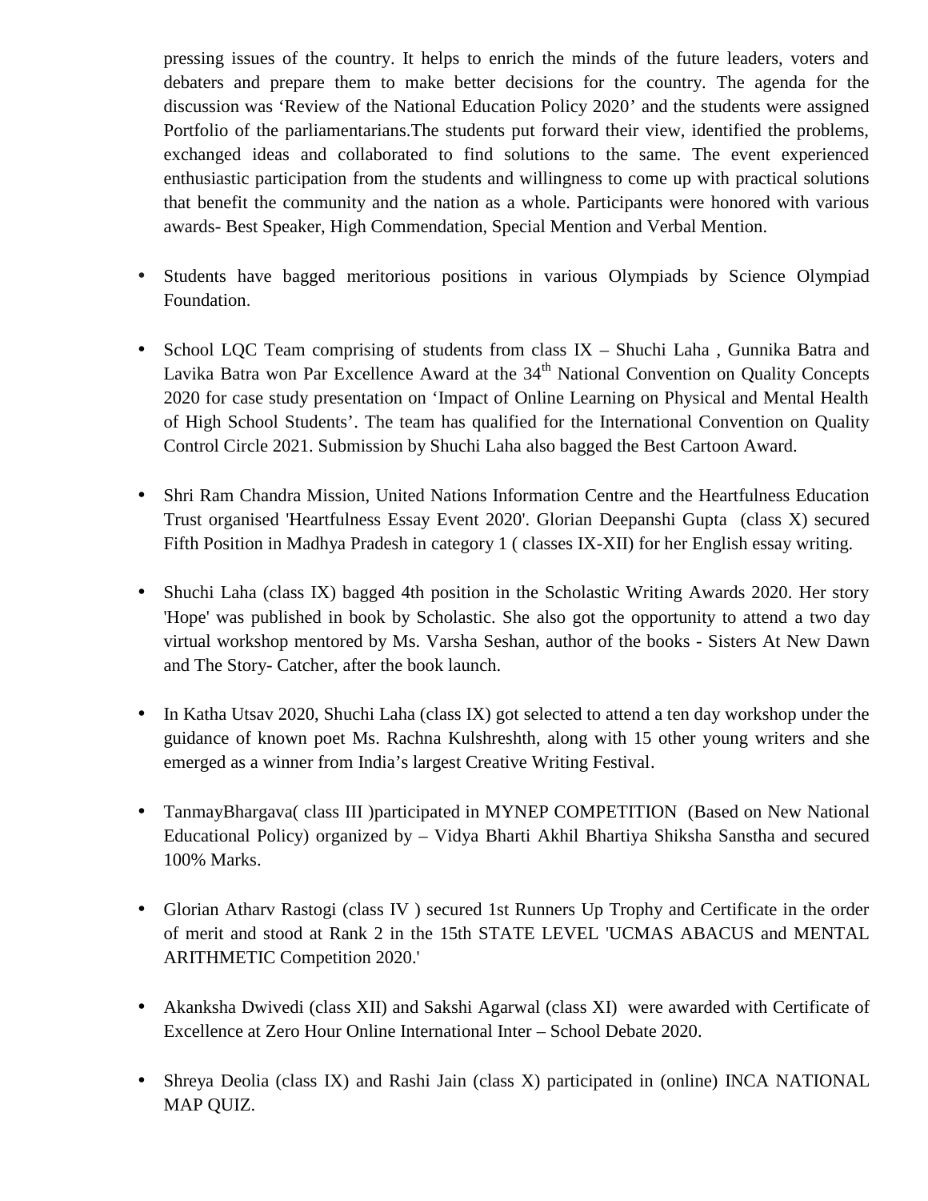pressing issues of the country. It helps to enrich the minds of the future leaders, voters and debaters and prepare them to make better decisions for the country. The agenda for the discussion was 'Review of the National Education Policy 2020' and the students were assigned Portfolio of the parliamentarians.The students put forward their view, identified the problems, exchanged ideas and collaborated to find solutions to the same. The event experienced enthusiastic participation from the students and willingness to come up with practical solutions that benefit the community and the nation as a whole. Participants were honored with various awards- Best Speaker, High Commendation, Special Mention and Verbal Mention.

- Students have bagged meritorious positions in various Olympiads by Science Olympiad Foundation.

- School LQC Team comprising of students from class IX – Shuchi Laha , Gunnika Batra and Lavika Batra won Par Excellence Award at the 34th National Convention on Quality Concepts 2020 for case study presentation on 'Impact of Online Learning on Physical and Mental Health of High School Students'. The team has qualified for the International Convention on Quality Control Circle 2021. Submission by Shuchi Laha also bagged the Best Cartoon Award.

- Shri Ram Chandra Mission, United Nations Information Centre and the Heartfulness Education Trust organised 'Heartfulness Essay Event 2020'. Glorian Deepanshi Gupta (class X) secured Fifth Position in Madhya Pradesh in category 1 ( classes IX-XII) for her English essay writing.

- Shuchi Laha (class IX) bagged 4th position in the Scholastic Writing Awards 2020. Her story 'Hope' was published in book by Scholastic. She also got the opportunity to attend a two day virtual workshop mentored by Ms. Varsha Seshan, author of the books - Sisters At New Dawn and The Story- Catcher, after the book launch.

- In Katha Utsav 2020, Shuchi Laha (class IX) got selected to attend a ten day workshop under the guidance of known poet Ms. Rachna Kulshreshth, along with 15 other young writers and she emerged as a winner from India's largest Creative Writing Festival.

- TanmayBhargava( class III )participated in MYNEP COMPETITION (Based on New National Educational Policy) organized by – Vidya Bharti Akhil Bhartiya Shiksha Sanstha and secured 100% Marks.

- Glorian Atharv Rastogi (class IV ) secured 1st Runners Up Trophy and Certificate in the order of merit and stood at Rank 2 in the 15th STATE LEVEL 'UCMAS ABACUS and MENTAL ARITHMETIC Competition 2020.'

- Akanksha Dwivedi (class XII) and Sakshi Agarwal (class XI) were awarded with Certificate of Excellence at Zero Hour Online International Inter – School Debate 2020.

- Shreya Deolia (class IX) and Rashi Jain (class X) participated in (online) INCA NATIONAL MAP QUIZ.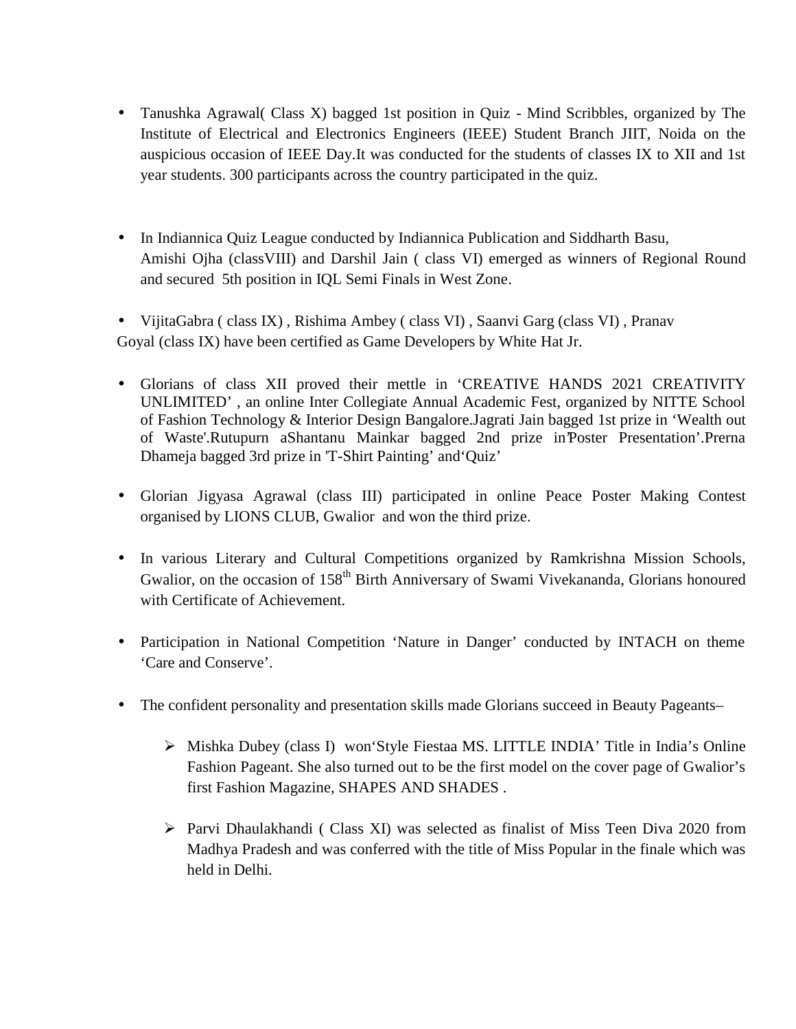- Tanushka Agrawal( Class X) bagged 1st position in Quiz - Mind Scribbles, organized by The Institute of Electrical and Electronics Engineers (IEEE) Student Branch JIIT, Noida on the auspicious occasion of IEEE Day.It was conducted for the students of classes IX to XII and 1st year students. 300 participants across the country participated in the quiz.

- In Indiannica Quiz League conducted by Indiannica Publication and Siddharth Basu, Amishi Ojha (classVIII) and Darshil Jain ( class VI) emerged as winners of Regional Round and secured 5th position in IQL Semi Finals in West Zone.

- VijitaGabra ( class IX) , Rishima Ambey ( class VI) , Saanvi Garg (class VI) , Pranav Goyal (class IX) have been certified as Game Developers by White Hat Jr.

- Glorians of class XII proved their mettle in 'CREATIVE HANDS 2021 CREATIVITY UNLIMITED' , an online Inter Collegiate Annual Academic Fest, organized by NITTE School of Fashion Technology & Interior Design Bangalore.Jagrati Jain bagged 1st prize in 'Wealth out of Waste'.Rutupurn aShantanu Mainkar bagged 2nd prize in'Poster Presentation'.Prerna Dhameja bagged 3rd prize in 'T-Shirt Painting' and'Quiz'

- Glorian Jigyasa Agrawal (class III) participated in online Peace Poster Making Contest organised by LIONS CLUB, Gwalior and won the third prize.

- In various Literary and Cultural Competitions organized by Ramkrishna Mission Schools, Gwalior, on the occasion of 158th Birth Anniversary of Swami Vivekananda, Glorians honoured with Certificate of Achievement.

- Participation in National Competition 'Nature in Danger' conducted by INTACH on theme 'Care and Conserve'.

- The confident personality and presentation skills made Glorians succeed in Beauty Pageants–
    - Mishka Dubey (class I) won'Style Fiestaa MS. LITTLE INDIA' Title in India's Online Fashion Pageant. She also turned out to be the first model on the cover page of Gwalior's first Fashion Magazine, SHAPES AND SHADES .
    - Parvi Dhaulakhandi ( Class XI) was selected as finalist of Miss Teen Diva 2020 from Madhya Pradesh and was conferred with the title of Miss Popular in the finale which was held in Delhi.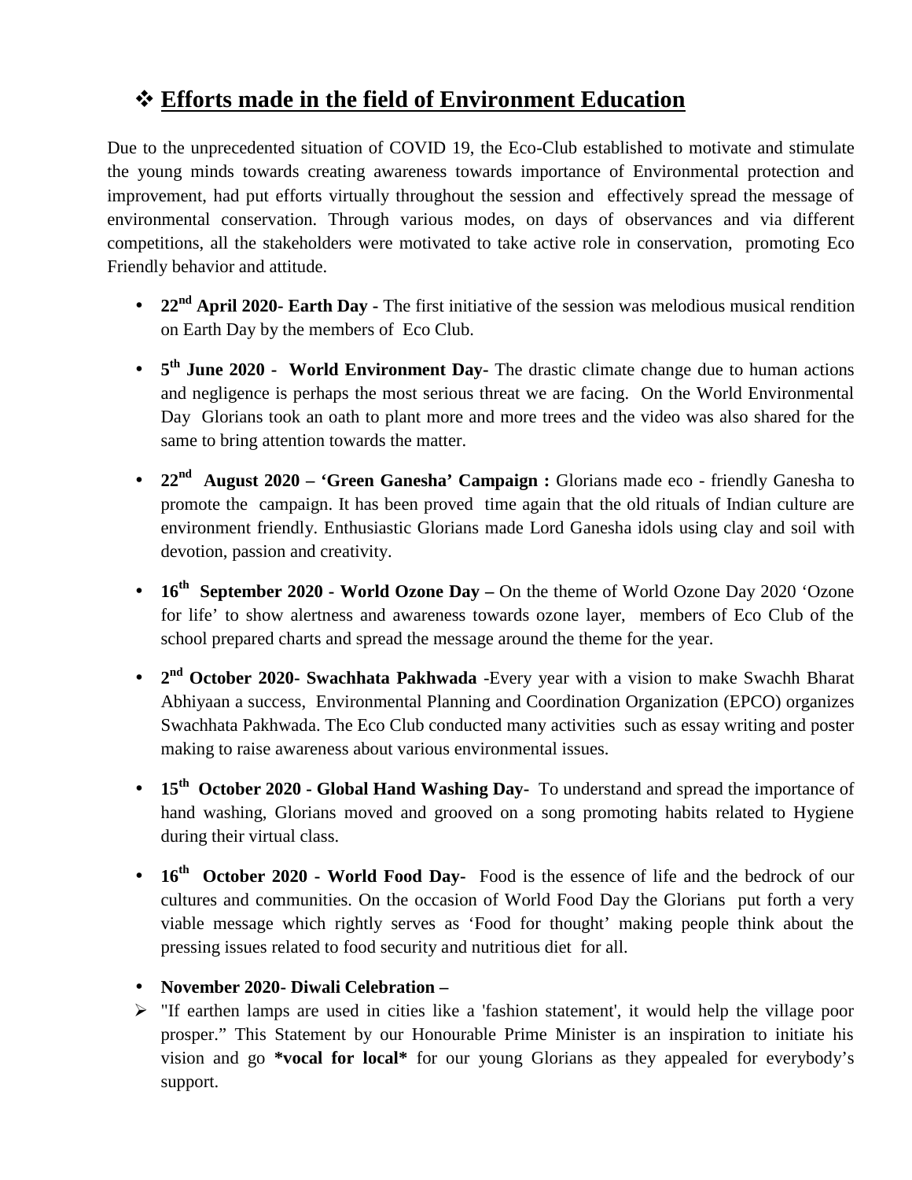## ❖ Efforts made in the field of Environment Education

Due to the unprecedented situation of COVID 19, the Eco-Club established to motivate and stimulate the young minds towards creating awareness towards importance of Environmental protection and improvement, had put efforts virtually throughout the session and effectively spread the message of environmental conservation. Through various modes, on days of observances and via different competitions, all the stakeholders were motivated to take active role in conservation, promoting Eco Friendly behavior and attitude.

- **22nd April 2020- Earth Day -** The first initiative of the session was melodious musical rendition on Earth Day by the members of Eco Club.
- **5th June 2020 - World Environment Day-** The drastic climate change due to human actions and negligence is perhaps the most serious threat we are facing. On the World Environmental Day Glorians took an oath to plant more and more trees and the video was also shared for the same to bring attention towards the matter.
- **22nd August 2020 – 'Green Ganesha' Campaign :** Glorians made eco - friendly Ganesha to promote the campaign. It has been proved time again that the old rituals of Indian culture are environment friendly. Enthusiastic Glorians made Lord Ganesha idols using clay and soil with devotion, passion and creativity.
- **16th September 2020 - World Ozone Day –** On the theme of World Ozone Day 2020 'Ozone for life' to show alertness and awareness towards ozone layer, members of Eco Club of the school prepared charts and spread the message around the theme for the year.
- **2nd October 2020- Swachhata Pakhwada** -Every year with a vision to make Swachh Bharat Abhiyaan a success, Environmental Planning and Coordination Organization (EPCO) organizes Swachhata Pakhwada. The Eco Club conducted many activities such as essay writing and poster making to raise awareness about various environmental issues.
- **15th October 2020 - Global Hand Washing Day-** To understand and spread the importance of hand washing, Glorians moved and grooved on a song promoting habits related to Hygiene during their virtual class.
- **16th October 2020 - World Food Day-** Food is the essence of life and the bedrock of our cultures and communities. On the occasion of World Food Day the Glorians put forth a very viable message which rightly serves as 'Food for thought' making people think about the pressing issues related to food security and nutritious diet for all.
- **November 2020- Diwali Celebration –**

➢ "If earthen lamps are used in cities like a 'fashion statement', it would help the village poor prosper." This Statement by our Honourable Prime Minister is an inspiration to initiate his vision and go **\*vocal for local\*** for our young Glorians as they appealed for everybody's support.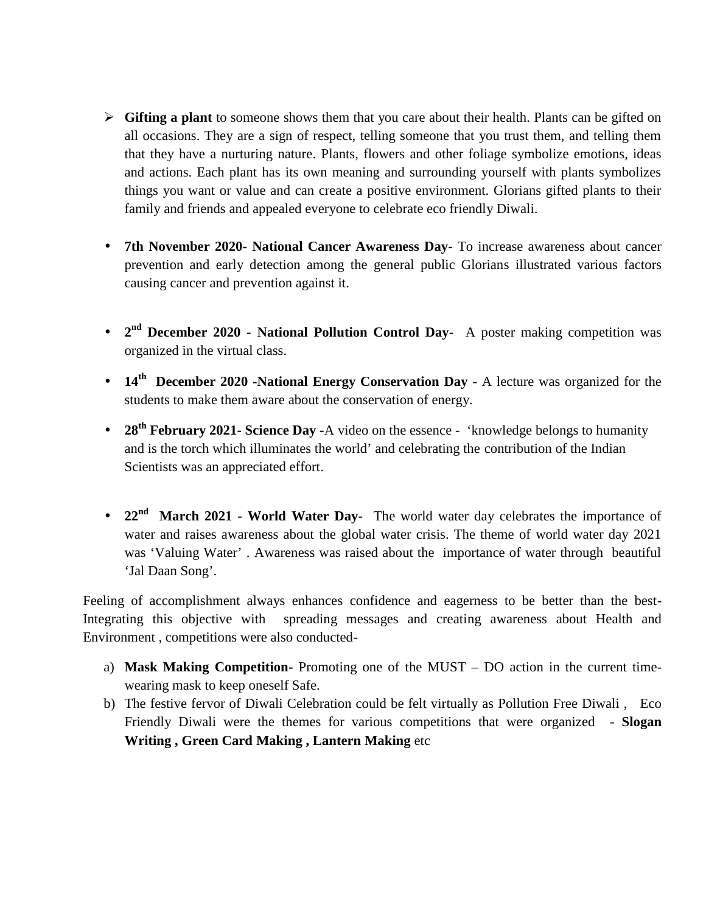- **Gifting a plant** to someone shows them that you care about their health. Plants can be gifted on all occasions. They are a sign of respect, telling someone that you trust them, and telling them that they have a nurturing nature. Plants, flowers and other foliage symbolize emotions, ideas and actions. Each plant has its own meaning and surrounding yourself with plants symbolizes things you want or value and can create a positive environment. Glorians gifted plants to their family and friends and appealed everyone to celebrate eco friendly Diwali.

- **7th November 2020- National Cancer Awareness Day**- To increase awareness about cancer prevention and early detection among the general public Glorians illustrated various factors causing cancer and prevention against it.

- **2nd December 2020 - National Pollution Control Day-** A poster making competition was organized in the virtual class.

- **14th December 2020 -National Energy Conservation Day** - A lecture was organized for the students to make them aware about the conservation of energy.

- **28th February 2021- Science Day -**A video on the essence - 'knowledge belongs to humanity and is the torch which illuminates the world' and celebrating the contribution of the Indian Scientists was an appreciated effort.

- **22nd March 2021 - World Water Day-** The world water day celebrates the importance of water and raises awareness about the global water crisis. The theme of world water day 2021 was 'Valuing Water' . Awareness was raised about the importance of water through beautiful 'Jal Daan Song'.

Feeling of accomplishment always enhances confidence and eagerness to be better than the best- Integrating this objective with spreading messages and creating awareness about Health and Environment , competitions were also conducted-

a) **Mask Making Competition**- Promoting one of the MUST – DO action in the current time- wearing mask to keep oneself Safe.
b) The festive fervor of Diwali Celebration could be felt virtually as Pollution Free Diwali , Eco Friendly Diwali were the themes for various competitions that were organized - **Slogan Writing , Green Card Making , Lantern Making** etc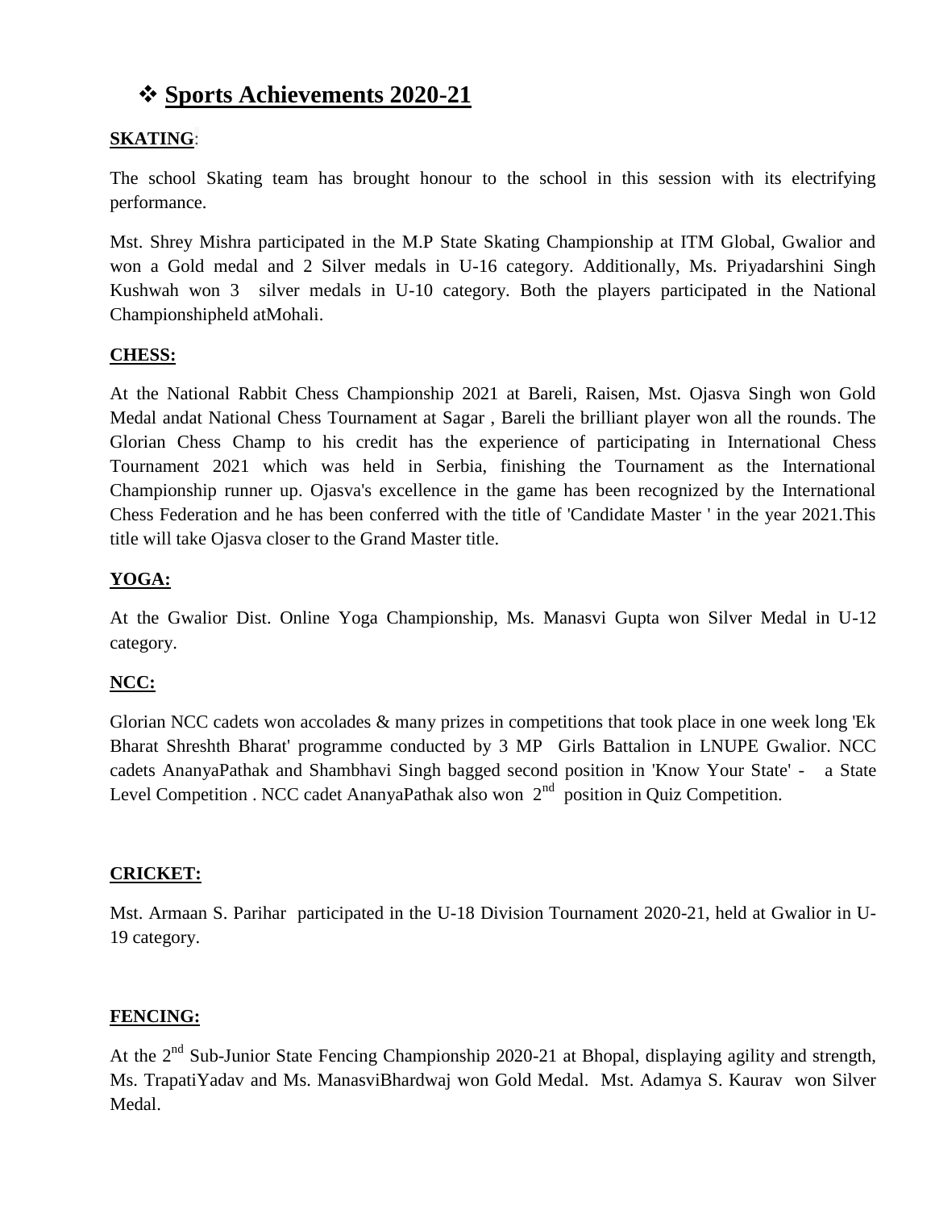## ❖ Sports Achievements 2020-21

**SKATING**:

The school Skating team has brought honour to the school in this session with its electrifying performance.

Mst. Shrey Mishra participated in the M.P State Skating Championship at ITM Global, Gwalior and won a Gold medal and 2 Silver medals in U-16 category. Additionally, Ms. Priyadarshini Singh Kushwah won 3 silver medals in U-10 category. Both the players participated in the National Championshipheld atMohali.

**CHESS:**

At the National Rabbit Chess Championship 2021 at Bareli, Raisen, Mst. Ojasva Singh won Gold Medal andat National Chess Tournament at Sagar , Bareli the brilliant player won all the rounds. The Glorian Chess Champ to his credit has the experience of participating in International Chess Tournament 2021 which was held in Serbia, finishing the Tournament as the International Championship runner up. Ojasva's excellence in the game has been recognized by the International Chess Federation and he has been conferred with the title of 'Candidate Master ' in the year 2021.This title will take Ojasva closer to the Grand Master title.

**YOGA:**

At the Gwalior Dist. Online Yoga Championship, Ms. Manasvi Gupta won Silver Medal in U-12 category.

**NCC:**

Glorian NCC cadets won accolades & many prizes in competitions that took place in one week long 'Ek Bharat Shreshth Bharat' programme conducted by 3 MP Girls Battalion in LNUPE Gwalior. NCC cadets AnanyaPathak and Shambhavi Singh bagged second position in 'Know Your State' - a State Level Competition . NCC cadet AnanyaPathak also won 2nd position in Quiz Competition.

**CRICKET:**

Mst. Armaan S. Parihar participated in the U-18 Division Tournament 2020-21, held at Gwalior in U-19 category.

**FENCING:**

At the 2nd Sub-Junior State Fencing Championship 2020-21 at Bhopal, displaying agility and strength, Ms. TrapatiYadav and Ms. ManasviBhardwaj won Gold Medal. Mst. Adamya S. Kaurav won Silver Medal.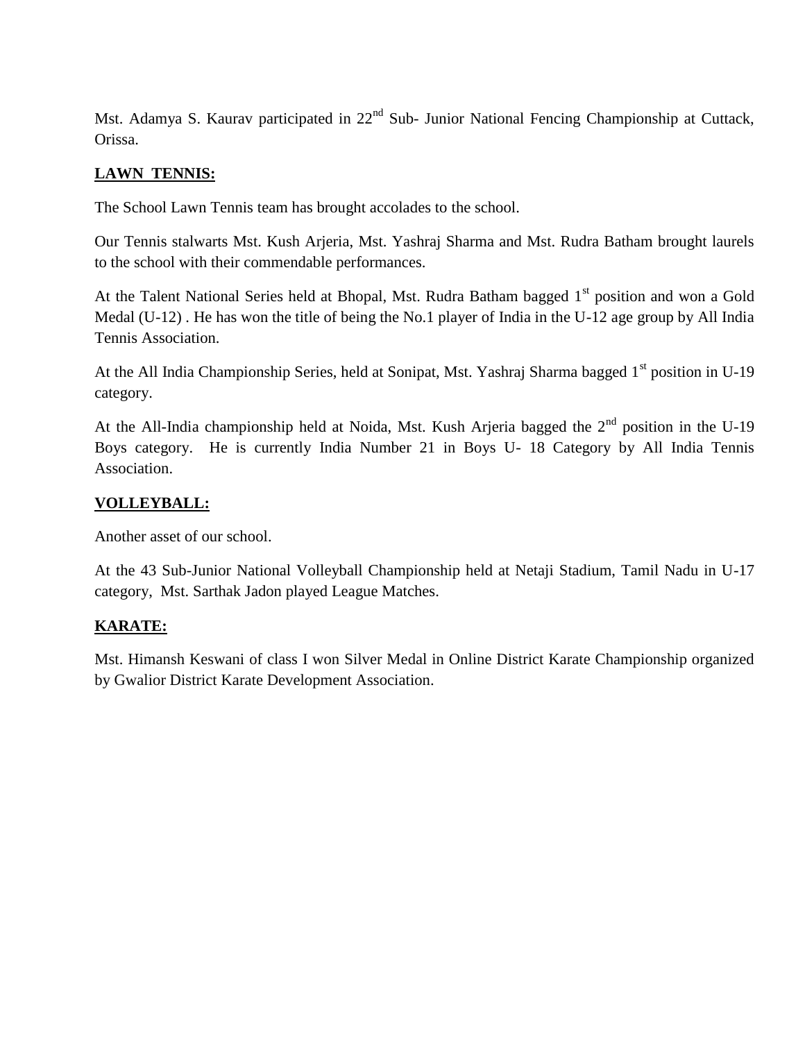Mst. Adamya S. Kaurav participated in 22nd Sub- Junior National Fencing Championship at Cuttack, Orissa.

**LAWN TENNIS:**

The School Lawn Tennis team has brought accolades to the school.

Our Tennis stalwarts Mst. Kush Arjeria, Mst. Yashraj Sharma and Mst. Rudra Batham brought laurels to the school with their commendable performances.

At the Talent National Series held at Bhopal, Mst. Rudra Batham bagged 1st position and won a Gold Medal (U-12) . He has won the title of being the No.1 player of India in the U-12 age group by All India Tennis Association.

At the All India Championship Series, held at Sonipat, Mst. Yashraj Sharma bagged 1st position in U-19 category.

At the All-India championship held at Noida, Mst. Kush Arjeria bagged the 2nd position in the U-19 Boys category. He is currently India Number 21 in Boys U- 18 Category by All India Tennis Association.

**VOLLEYBALL:**

Another asset of our school.

At the 43 Sub-Junior National Volleyball Championship held at Netaji Stadium, Tamil Nadu in U-17 category, Mst. Sarthak Jadon played League Matches.

**KARATE:**

Mst. Himansh Keswani of class I won Silver Medal in Online District Karate Championship organized by Gwalior District Karate Development Association.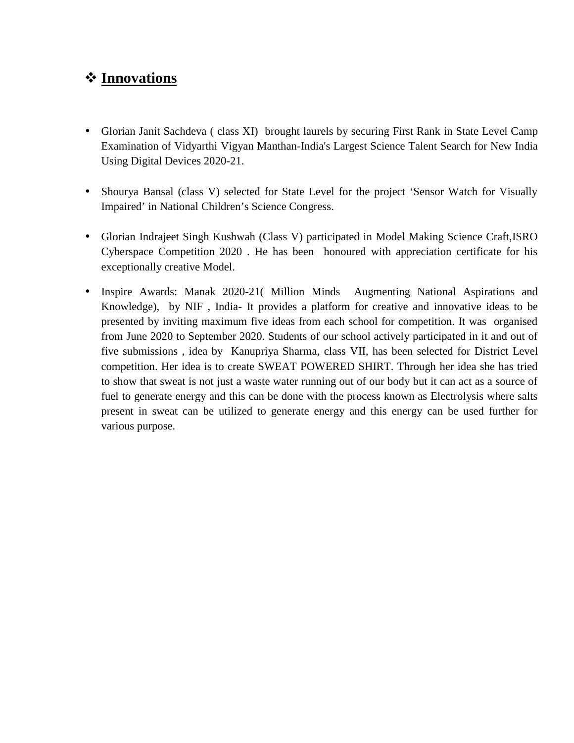## ❖ Innovations

- Glorian Janit Sachdeva ( class XI) brought laurels by securing First Rank in State Level Camp Examination of Vidyarthi Vigyan Manthan-India's Largest Science Talent Search for New India Using Digital Devices 2020-21.

- Shourya Bansal (class V) selected for State Level for the project 'Sensor Watch for Visually Impaired' in National Children's Science Congress.

- Glorian Indrajeet Singh Kushwah (Class V) participated in Model Making Science Craft,ISRO Cyberspace Competition 2020 . He has been honoured with appreciation certificate for his exceptionally creative Model.

- Inspire Awards: Manak 2020-21( Million Minds Augmenting National Aspirations and Knowledge), by NIF , India- It provides a platform for creative and innovative ideas to be presented by inviting maximum five ideas from each school for competition. It was organised from June 2020 to September 2020. Students of our school actively participated in it and out of five submissions , idea by Kanupriya Sharma, class VII, has been selected for District Level competition. Her idea is to create SWEAT POWERED SHIRT. Through her idea she has tried to show that sweat is not just a waste water running out of our body but it can act as a source of fuel to generate energy and this can be done with the process known as Electrolysis where salts present in sweat can be utilized to generate energy and this energy can be used further for various purpose.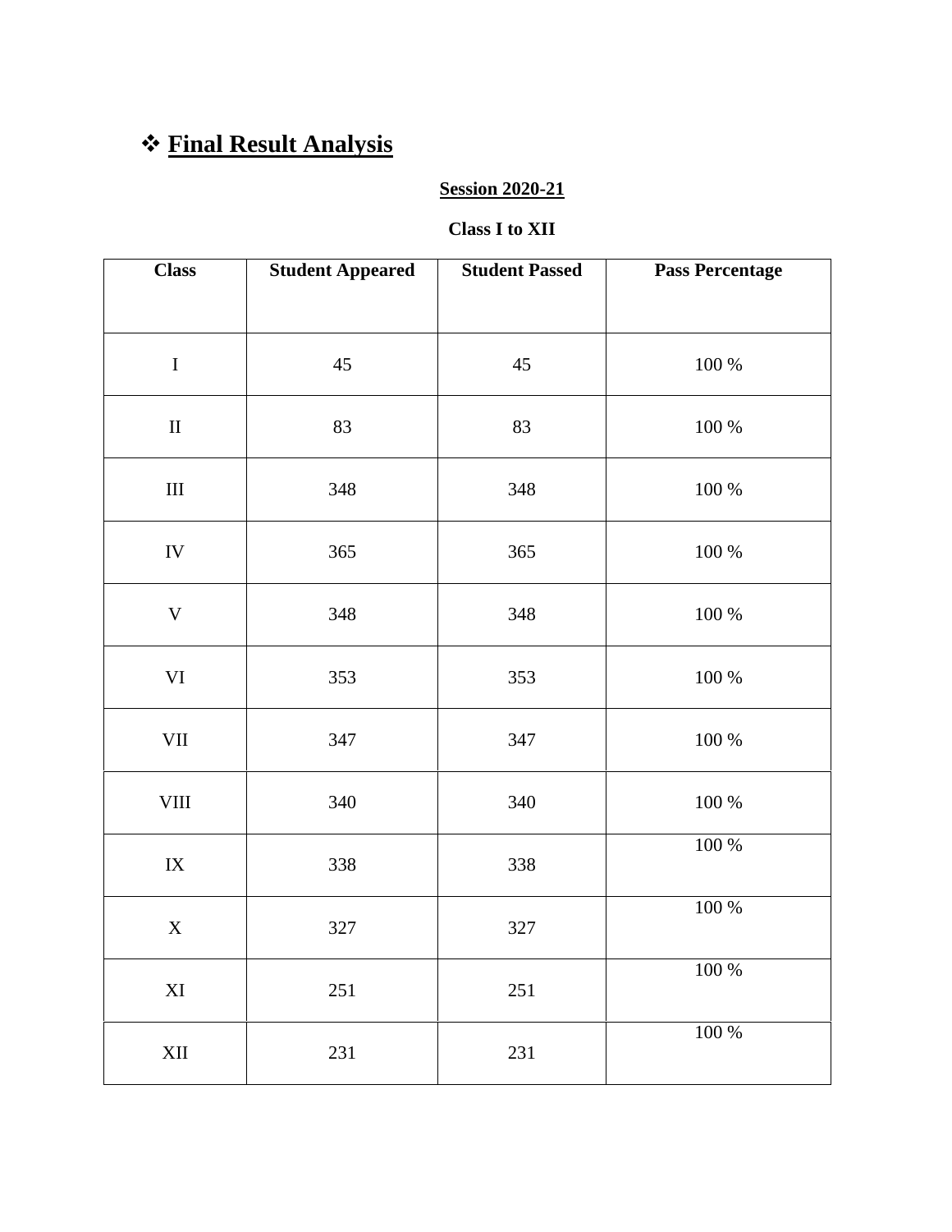## ❖ Final Result Analysis

**Session 2020-21**

**Class I to XII**

| Class | Student Appeared | Student Passed | Pass Percentage |
|---|---|---|---|
| I | 45 | 45 | 100 % |
| II | 83 | 83 | 100 % |
| III | 348 | 348 | 100 % |
| IV | 365 | 365 | 100 % |
| V | 348 | 348 | 100 % |
| VI | 353 | 353 | 100 % |
| VII | 347 | 347 | 100 % |
| VIII | 340 | 340 | 100 % |
| IX | 338 | 338 | 100 % |
| X | 327 | 327 | 100 % |
| XI | 251 | 251 | 100 % |
| XII | 231 | 231 | 100 % |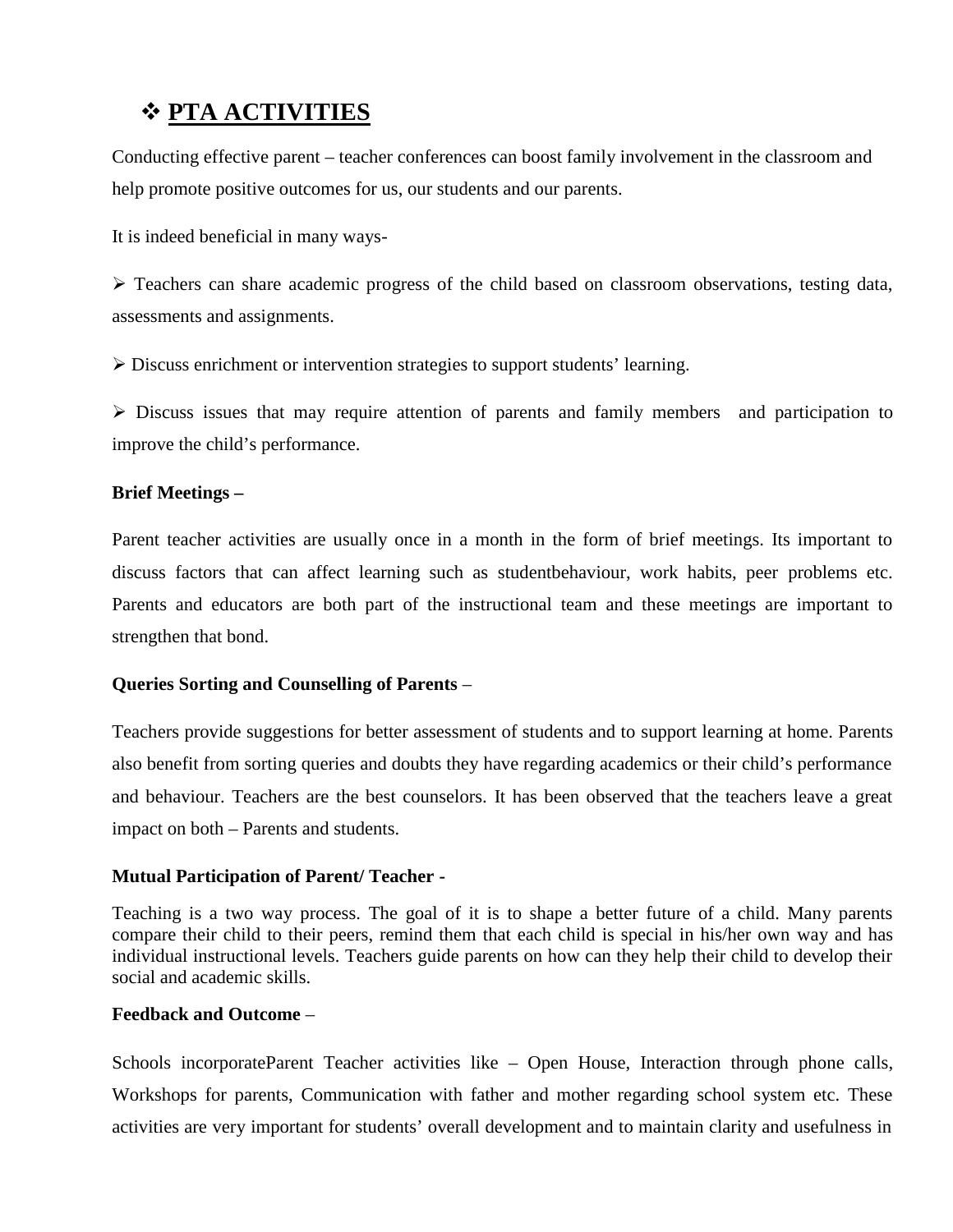## ❖ PTA ACTIVITIES

Conducting effective parent – teacher conferences can boost family involvement in the classroom and help promote positive outcomes for us, our students and our parents.

It is indeed beneficial in many ways-

- ➢ Teachers can share academic progress of the child based on classroom observations, testing data, assessments and assignments.
- ➢ Discuss enrichment or intervention strategies to support students' learning.
- ➢ Discuss issues that may require attention of parents and family members and participation to improve the child's performance.

**Brief Meetings –**

Parent teacher activities are usually once in a month in the form of brief meetings. Its important to discuss factors that can affect learning such as studentbehaviour, work habits, peer problems etc. Parents and educators are both part of the instructional team and these meetings are important to strengthen that bond.

**Queries Sorting and Counselling of Parents** –

Teachers provide suggestions for better assessment of students and to support learning at home. Parents also benefit from sorting queries and doubts they have regarding academics or their child's performance and behaviour. Teachers are the best counselors. It has been observed that the teachers leave a great impact on both – Parents and students.

**Mutual Participation of Parent/ Teacher -**

Teaching is a two way process. The goal of it is to shape a better future of a child. Many parents compare their child to their peers, remind them that each child is special in his/her own way and has individual instructional levels. Teachers guide parents on how can they help their child to develop their social and academic skills.

**Feedback and Outcome** –

Schools incorporateParent Teacher activities like – Open House, Interaction through phone calls, Workshops for parents, Communication with father and mother regarding school system etc. These activities are very important for students' overall development and to maintain clarity and usefulness in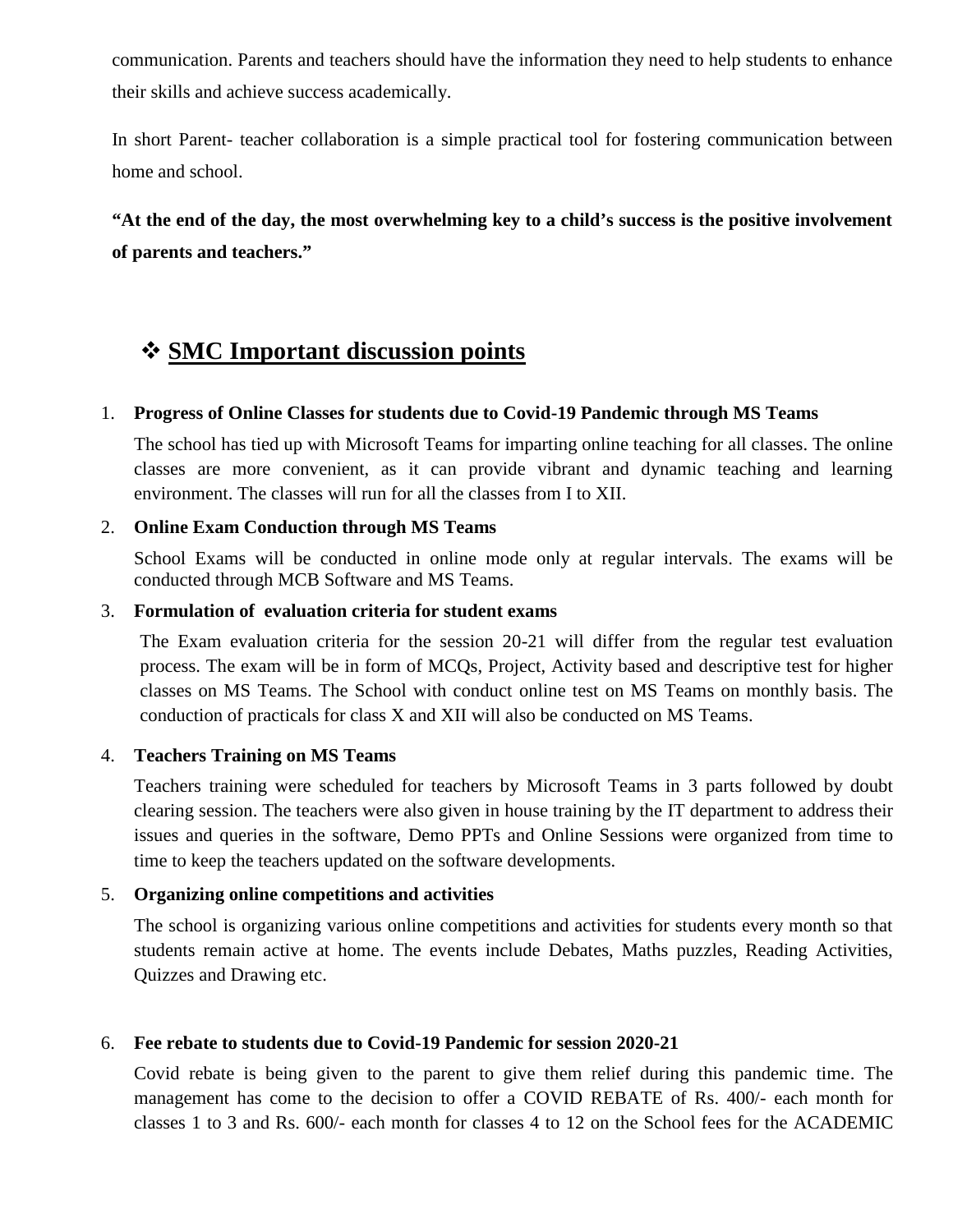communication. Parents and teachers should have the information they need to help students to enhance their skills and achieve success academically.

In short Parent- teacher collaboration is a simple practical tool for fostering communication between home and school.

**"At the end of the day, the most overwhelming key to a child's success is the positive involvement of parents and teachers."**

## ❖ SMC Important discussion points

1. **Progress of Online Classes for students due to Covid-19 Pandemic through MS Teams**

   The school has tied up with Microsoft Teams for imparting online teaching for all classes. The online classes are more convenient, as it can provide vibrant and dynamic teaching and learning environment. The classes will run for all the classes from I to XII.

2. **Online Exam Conduction through MS Teams**

   School Exams will be conducted in online mode only at regular intervals. The exams will be conducted through MCB Software and MS Teams.

3. **Formulation of evaluation criteria for student exams**

   The Exam evaluation criteria for the session 20-21 will differ from the regular test evaluation process. The exam will be in form of MCQs, Project, Activity based and descriptive test for higher classes on MS Teams. The School with conduct online test on MS Teams on monthly basis. The conduction of practicals for class X and XII will also be conducted on MS Teams.

4. **Teachers Training on MS Teams**

   Teachers training were scheduled for teachers by Microsoft Teams in 3 parts followed by doubt clearing session. The teachers were also given in house training by the IT department to address their issues and queries in the software, Demo PPTs and Online Sessions were organized from time to time to keep the teachers updated on the software developments.

5. **Organizing online competitions and activities**

   The school is organizing various online competitions and activities for students every month so that students remain active at home. The events include Debates, Maths puzzles, Reading Activities, Quizzes and Drawing etc.

6. **Fee rebate to students due to Covid-19 Pandemic for session 2020-21**

   Covid rebate is being given to the parent to give them relief during this pandemic time. The management has come to the decision to offer a COVID REBATE of Rs. 400/- each month for classes 1 to 3 and Rs. 600/- each month for classes 4 to 12 on the School fees for the ACADEMIC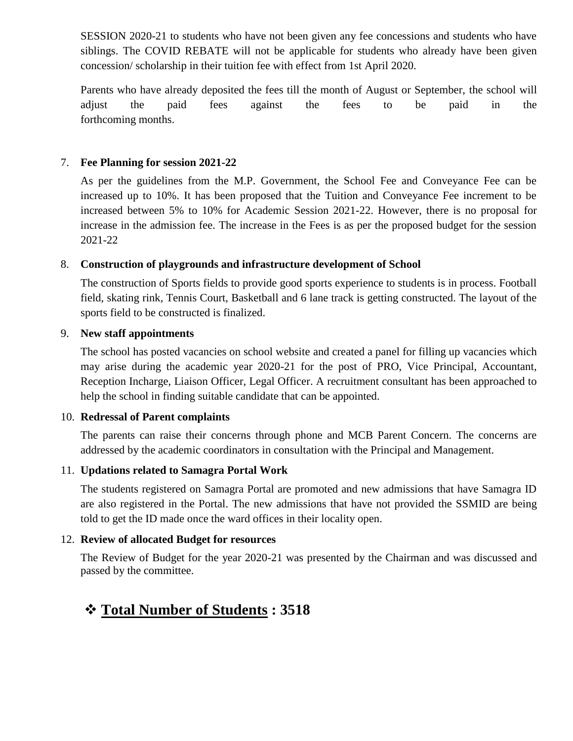SESSION 2020-21 to students who have not been given any fee concessions and students who have siblings. The COVID REBATE will not be applicable for students who already have been given concession/ scholarship in their tuition fee with effect from 1st April 2020.

Parents who have already deposited the fees till the month of August or September, the school will adjust the paid fees against the fees to be paid in the forthcoming months.

7. **Fee Planning for session 2021-22**

   As per the guidelines from the M.P. Government, the School Fee and Conveyance Fee can be increased up to 10%. It has been proposed that the Tuition and Conveyance Fee increment to be increased between 5% to 10% for Academic Session 2021-22. However, there is no proposal for increase in the admission fee. The increase in the Fees is as per the proposed budget for the session 2021-22

8. **Construction of playgrounds and infrastructure development of School**

   The construction of Sports fields to provide good sports experience to students is in process. Football field, skating rink, Tennis Court, Basketball and 6 lane track is getting constructed. The layout of the sports field to be constructed is finalized.

9. **New staff appointments**

   The school has posted vacancies on school website and created a panel for filling up vacancies which may arise during the academic year 2020-21 for the post of PRO, Vice Principal, Accountant, Reception Incharge, Liaison Officer, Legal Officer. A recruitment consultant has been approached to help the school in finding suitable candidate that can be appointed.

10. **Redressal of Parent complaints**

    The parents can raise their concerns through phone and MCB Parent Concern. The concerns are addressed by the academic coordinators in consultation with the Principal and Management.

11. **Updations related to Samagra Portal Work**

    The students registered on Samagra Portal are promoted and new admissions that have Samagra ID are also registered in the Portal. The new admissions that have not provided the SSMID are being told to get the ID made once the ward offices in their locality open.

12. **Review of allocated Budget for resources**

    The Review of Budget for the year 2020-21 was presented by the Chairman and was discussed and passed by the committee.

## ❖ <u>Total Number of Students</u> : 3518